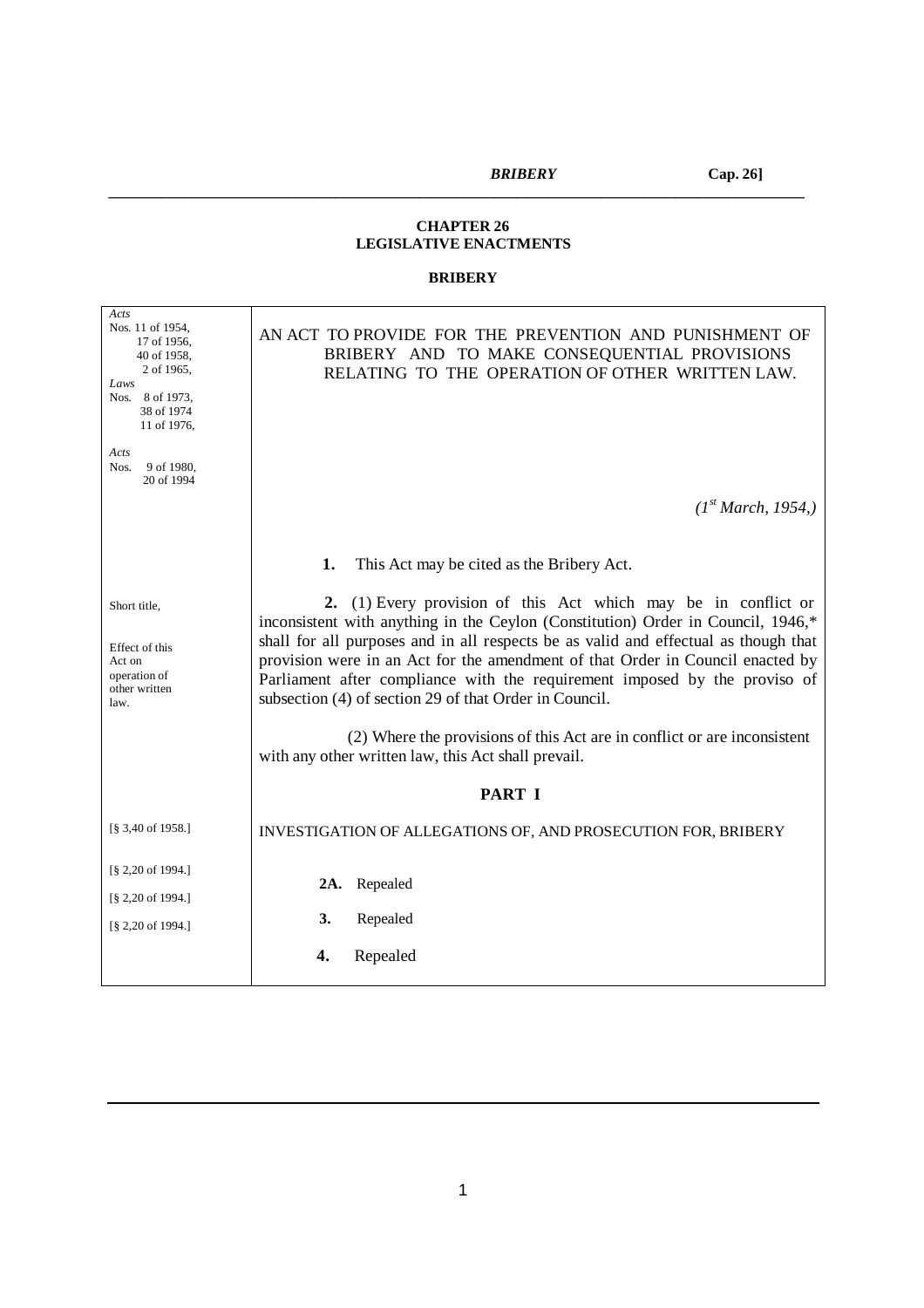**CHAPTER 26**
**LEGISLATIVE ENACTMENTS**

**BRIBERY**

*Acts*
Nos. 11 of 1954,
17 of 1956,
40 of 1958,
2 of 1965,
*Laws*
Nos. 8 of 1973,
38 of 1974
11 of 1976,

*Acts*
Nos. 9 of 1980,
20 of 1994

AN ACT TO PROVIDE FOR THE PREVENTION AND PUNISHMENT OF BRIBERY AND TO MAKE CONSEQUENTIAL PROVISIONS RELATING TO THE OPERATION OF OTHER WRITTEN LAW.

*(1st March, 1954,)*

Short title,

**1.** This Act may be cited as the Bribery Act.

Effect of this Act on operation of other written law.

**2.** (1) Every provision of this Act which may be in conflict or inconsistent with anything in the Ceylon (Constitution) Order in Council, 1946,* shall for all purposes and in all respects be as valid and effectual as though that provision were in an Act for the amendment of that Order in Council enacted by Parliament after compliance with the requirement imposed by the proviso of subsection (4) of section 29 of that Order in Council.

(2) Where the provisions of this Act are in conflict or are inconsistent with any other written law, this Act shall prevail.

## PART I

[§ 3,40 of 1958.]

INVESTIGATION OF ALLEGATIONS OF, AND PROSECUTION FOR, BRIBERY

[§ 2,20 of 1994.]

**2A.** Repealed

[§ 2,20 of 1994.]

**3.** Repealed

[§ 2,20 of 1994.]

**4.** Repealed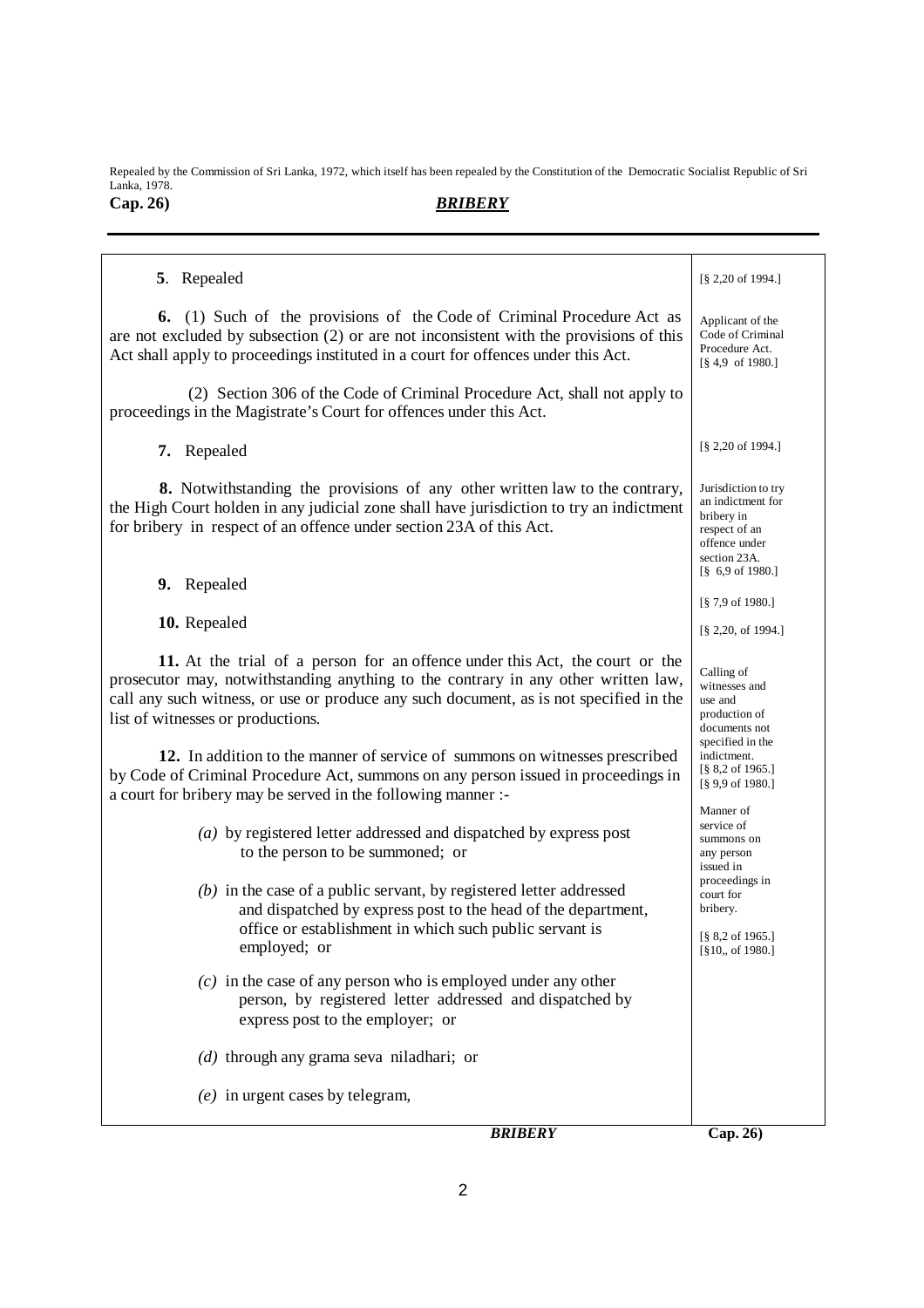Repealed by the Commission of Sri Lanka, 1972, which itself has been repealed by the Constitution of the Democratic Socialist Republic of Sri Lanka, 1978.

**5**. Repealed

[§ 2,20 of 1994.]

Applicant of the Code of Criminal Procedure Act. [§ 4,9 of 1980.]

**6.** (1) Such of the provisions of the Code of Criminal Procedure Act as are not excluded by subsection (2) or are not inconsistent with the provisions of this Act shall apply to proceedings instituted in a court for offences under this Act.

(2) Section 306 of the Code of Criminal Procedure Act, shall not apply to proceedings in the Magistrate's Court for offences under this Act.

**7.** Repealed

[§ 2,20 of 1994.]

Jurisdiction to try an indictment for bribery in respect of an offence under section 23A. [§ 6,9 of 1980.]

**8.** Notwithstanding the provisions of any other written law to the contrary, the High Court holden in any judicial zone shall have jurisdiction to try an indictment for bribery in respect of an offence under section 23A of this Act.

**9.** Repealed

[§ 7,9 of 1980.]

**10.** Repealed

[§ 2,20, of 1994.]

Calling of witnesses and use and production of documents not specified in the indictment. [§ 8,2 of 1965.] [§ 9,9 of 1980.]

**11.** At the trial of a person for an offence under this Act, the court or the prosecutor may, notwithstanding anything to the contrary in any other written law, call any such witness, or use or produce any such document, as is not specified in the list of witnesses or productions.

Manner of service of summons on any person issued in proceedings in court for bribery. [§ 8,2 of 1965.] [§10,, of 1980.]

**12.** In addition to the manner of service of summons on witnesses prescribed by Code of Criminal Procedure Act, summons on any person issued in proceedings in a court for bribery may be served in the following manner :-

*(a)* by registered letter addressed and dispatched by express post to the person to be summoned; or

*(b)* in the case of a public servant, by registered letter addressed and dispatched by express post to the head of the department, office or establishment in which such public servant is employed; or

*(c)* in the case of any person who is employed under any other person, by registered letter addressed and dispatched by express post to the employer; or

*(d)* through any grama seva niladhari; or

*(e)* in urgent cases by telegram,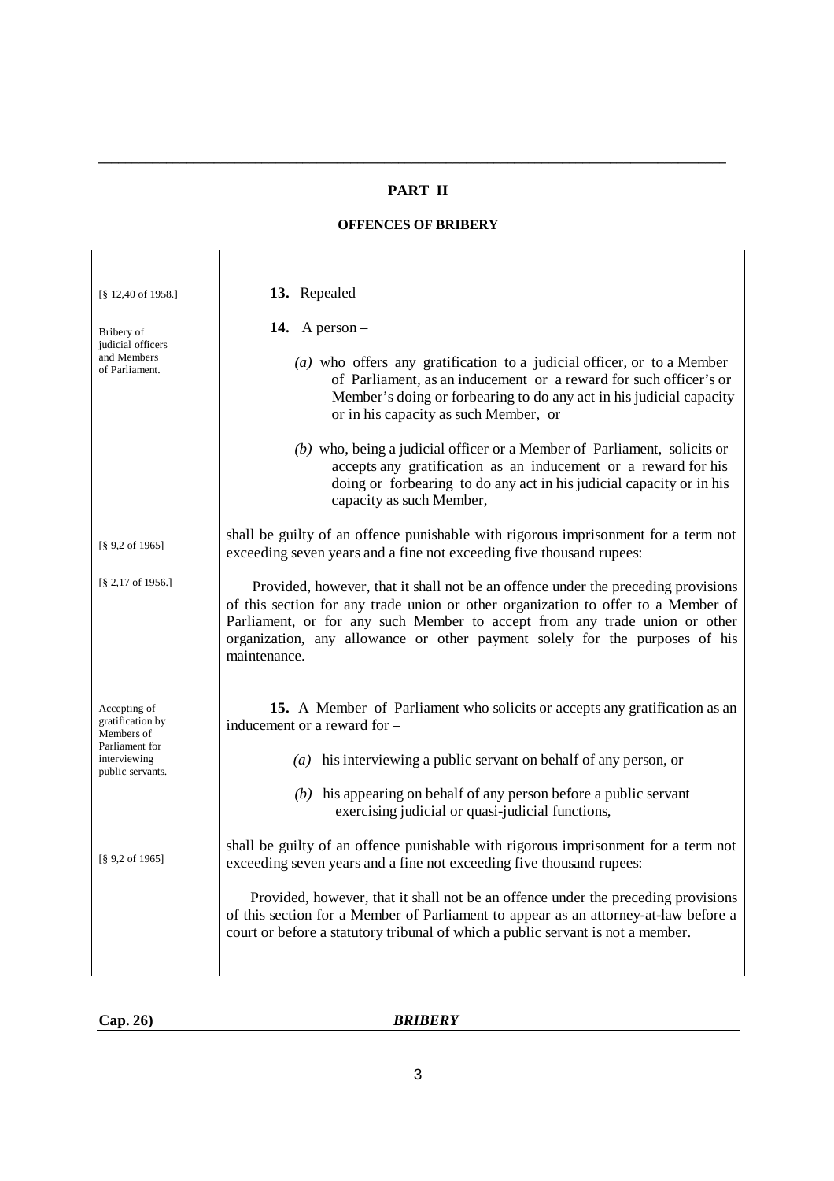## PART II

### OFFENCES OF BRIBERY

[§ 12,40 of 1958.]

**13.** Repealed

Bribery of judicial officers and Members of Parliament.

**14.** A person –

*(a)* who offers any gratification to a judicial officer, or to a Member of Parliament, as an inducement or a reward for such officer's or Member's doing or forbearing to do any act in his judicial capacity or in his capacity as such Member, or

*(b)* who, being a judicial officer or a Member of Parliament, solicits or accepts any gratification as an inducement or a reward for his doing or forbearing to do any act in his judicial capacity or in his capacity as such Member,

[§ 9,2 of 1965]

shall be guilty of an offence punishable with rigorous imprisonment for a term not exceeding seven years and a fine not exceeding five thousand rupees:

[§ 2,17 of 1956.]

Provided, however, that it shall not be an offence under the preceding provisions of this section for any trade union or other organization to offer to a Member of Parliament, or for any such Member to accept from any trade union or other organization, any allowance or other payment solely for the purposes of his maintenance.

Accepting of gratification by Members of Parliament for interviewing public servants.

**15.** A Member of Parliament who solicits or accepts any gratification as an inducement or a reward for –

*(a)* his interviewing a public servant on behalf of any person, or

*(b)* his appearing on behalf of any person before a public servant exercising judicial or quasi-judicial functions,

[§ 9,2 of 1965]

shall be guilty of an offence punishable with rigorous imprisonment for a term not exceeding seven years and a fine not exceeding five thousand rupees:

Provided, however, that it shall not be an offence under the preceding provisions of this section for a Member of Parliament to appear as an attorney-at-law before a court or before a statutory tribunal of which a public servant is not a member.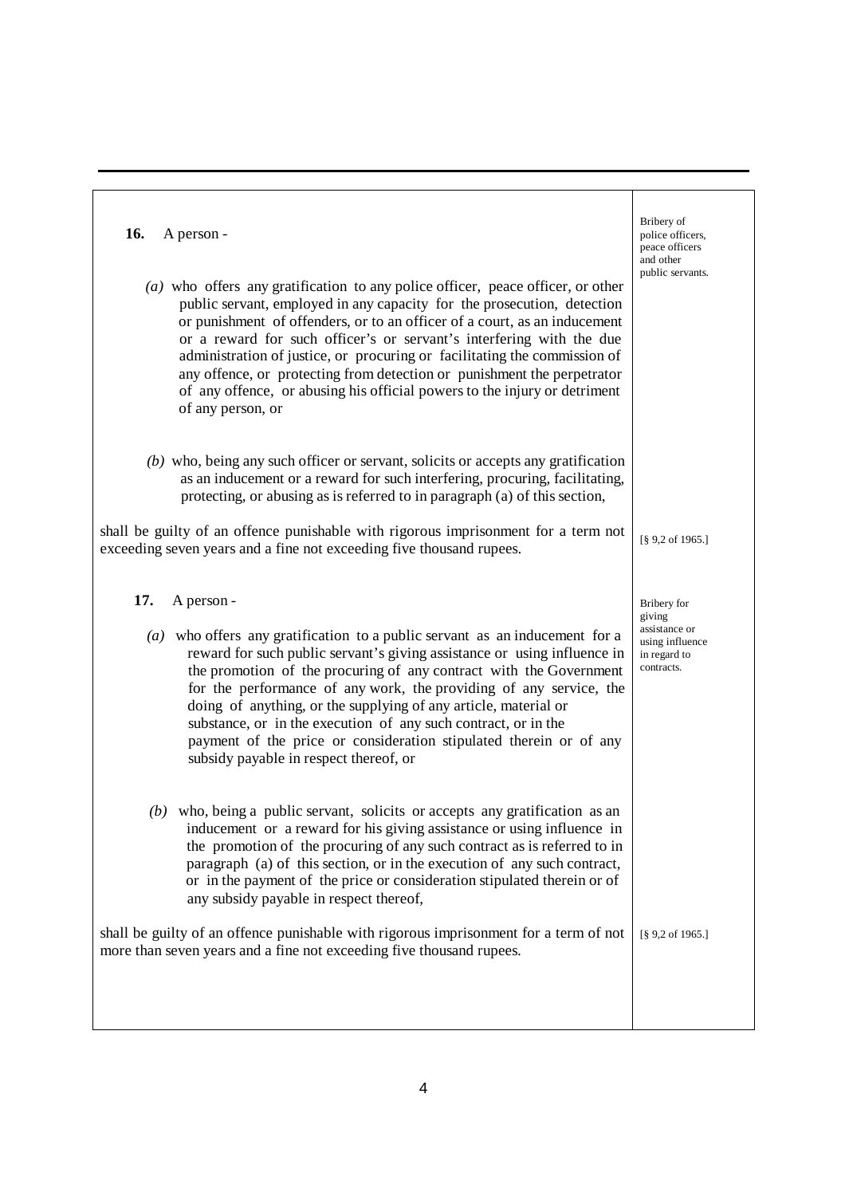**16.** A person -

*(a)* who offers any gratification to any police officer, peace officer, or other public servant, employed in any capacity for the prosecution, detection or punishment of offenders, or to an officer of a court, as an inducement or a reward for such officer's or servant's interfering with the due administration of justice, or procuring or facilitating the commission of any offence, or protecting from detection or punishment the perpetrator of any offence, or abusing his official powers to the injury or detriment of any person, or

*(b)* who, being any such officer or servant, solicits or accepts any gratification as an inducement or a reward for such interfering, procuring, facilitating, protecting, or abusing as is referred to in paragraph (a) of this section,

shall be guilty of an offence punishable with rigorous imprisonment for a term not exceeding seven years and a fine not exceeding five thousand rupees.

Bribery of police officers, peace officers and other public servants.

[§ 9,2 of 1965.]

**17.** A person -

*(a)* who offers any gratification to a public servant as an inducement for a reward for such public servant's giving assistance or using influence in the promotion of the procuring of any contract with the Government for the performance of any work, the providing of any service, the doing of anything, or the supplying of any article, material or substance, or in the execution of any such contract, or in the payment of the price or consideration stipulated therein or of any subsidy payable in respect thereof, or

*(b)* who, being a public servant, solicits or accepts any gratification as an inducement or a reward for his giving assistance or using influence in the promotion of the procuring of any such contract as is referred to in paragraph (a) of this section, or in the execution of any such contract, or in the payment of the price or consideration stipulated therein or of any subsidy payable in respect thereof,

shall be guilty of an offence punishable with rigorous imprisonment for a term of not more than seven years and a fine not exceeding five thousand rupees.

Bribery for giving assistance or using influence in regard to contracts.

[§ 9,2 of 1965.]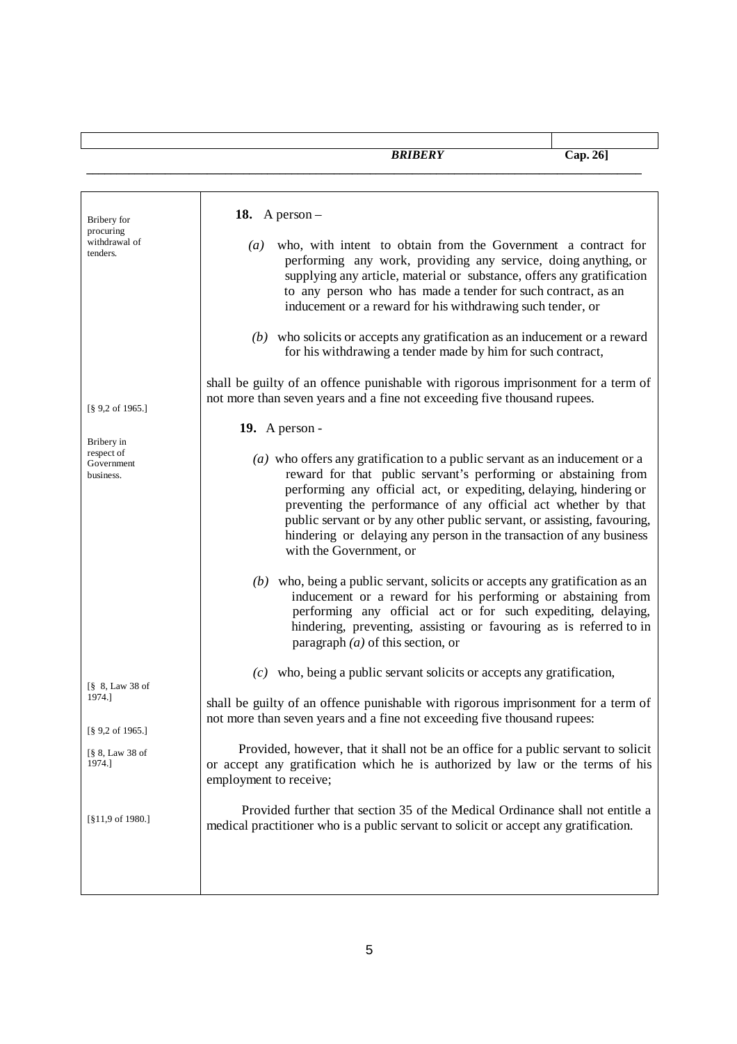Bribery for procuring withdrawal of tenders.

**18.** A person –

*(a)* who, with intent to obtain from the Government a contract for performing any work, providing any service, doing anything, or supplying any article, material or substance, offers any gratification to any person who has made a tender for such contract, as an inducement or a reward for his withdrawing such tender, or

*(b)* who solicits or accepts any gratification as an inducement or a reward for his withdrawing a tender made by him for such contract,

shall be guilty of an offence punishable with rigorous imprisonment for a term of not more than seven years and a fine not exceeding five thousand rupees.

[§ 9,2 of 1965.]

Bribery in respect of Government business.

**19.** A person -

*(a)* who offers any gratification to a public servant as an inducement or a reward for that public servant's performing or abstaining from performing any official act, or expediting, delaying, hindering or preventing the performance of any official act whether by that public servant or by any other public servant, or assisting, favouring, hindering or delaying any person in the transaction of any business with the Government, or

*(b)* who, being a public servant, solicits or accepts any gratification as an inducement or a reward for his performing or abstaining from performing any official act or for such expediting, delaying, hindering, preventing, assisting or favouring as is referred to in paragraph *(a)* of this section, or

*(c)* who, being a public servant solicits or accepts any gratification,

[§ 8, Law 38 of 1974.]

shall be guilty of an offence punishable with rigorous imprisonment for a term of not more than seven years and a fine not exceeding five thousand rupees:

[§ 9,2 of 1965.]

[§ 8, Law 38 of 1974.]

Provided, however, that it shall not be an office for a public servant to solicit or accept any gratification which he is authorized by law or the terms of his employment to receive;

[§11,9 of 1980.]

Provided further that section 35 of the Medical Ordinance shall not entitle a medical practitioner who is a public servant to solicit or accept any gratification.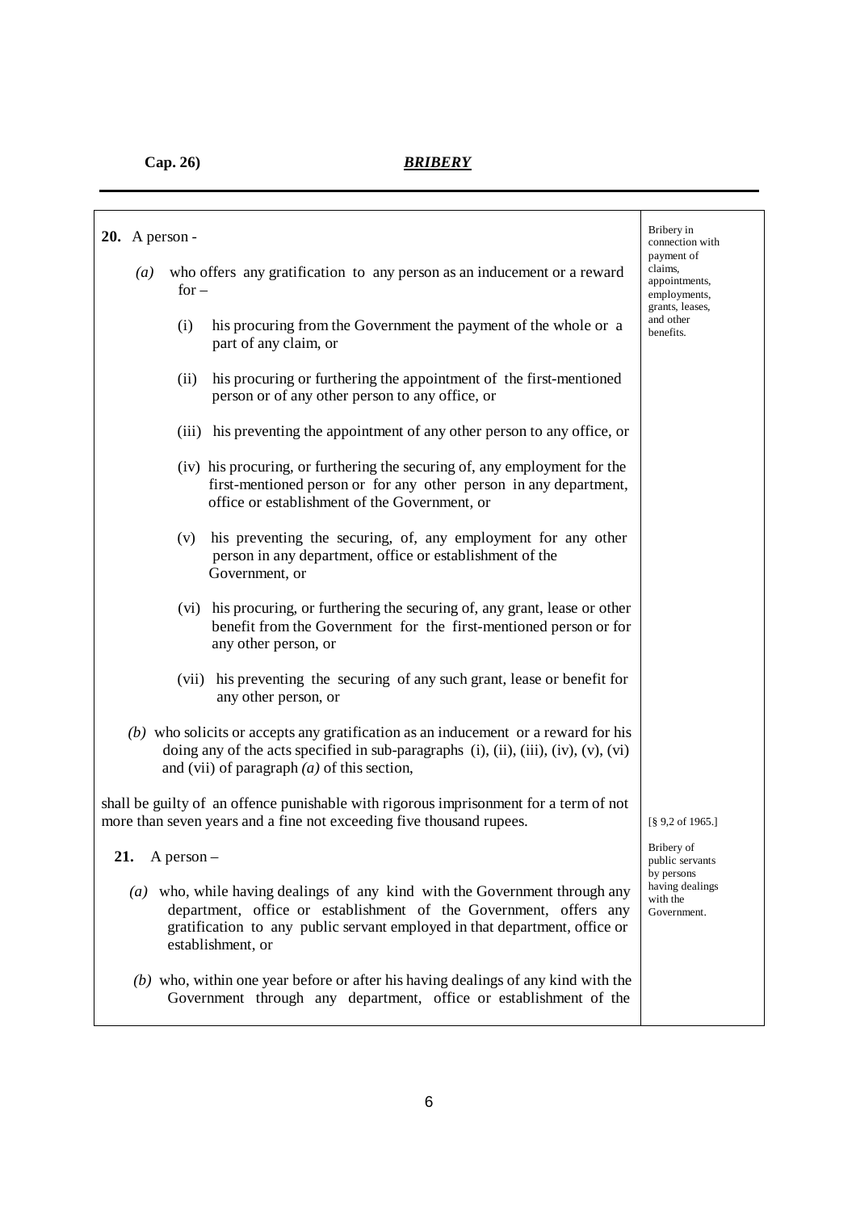**20.** A person -

*(a)* who offers any gratification to any person as an inducement or a reward for –

(i) his procuring from the Government the payment of the whole or a part of any claim, or

(ii) his procuring or furthering the appointment of the first-mentioned person or of any other person to any office, or

(iii) his preventing the appointment of any other person to any office, or

(iv) his procuring, or furthering the securing of, any employment for the first-mentioned person or for any other person in any department, office or establishment of the Government, or

(v) his preventing the securing, of, any employment for any other person in any department, office or establishment of the Government, or

(vi) his procuring, or furthering the securing of, any grant, lease or other benefit from the Government for the first-mentioned person or for any other person, or

(vii) his preventing the securing of any such grant, lease or benefit for any other person, or

*(b)* who solicits or accepts any gratification as an inducement or a reward for his doing any of the acts specified in sub-paragraphs (i), (ii), (iii), (iv), (v), (vi) and (vii) of paragraph *(a)* of this section,

shall be guilty of an offence punishable with rigorous imprisonment for a term of not more than seven years and a fine not exceeding five thousand rupees.

Bribery in connection with payment of claims, appointments, employments, grants, leases, and other benefits.

[§ 9,2 of 1965.]

**21.** A person –

Bribery of public servants by persons having dealings with the Government.

*(a)* who, while having dealings of any kind with the Government through any department, office or establishment of the Government, offers any gratification to any public servant employed in that department, office or establishment, or

*(b)* who, within one year before or after his having dealings of any kind with the Government through any department, office or establishment of the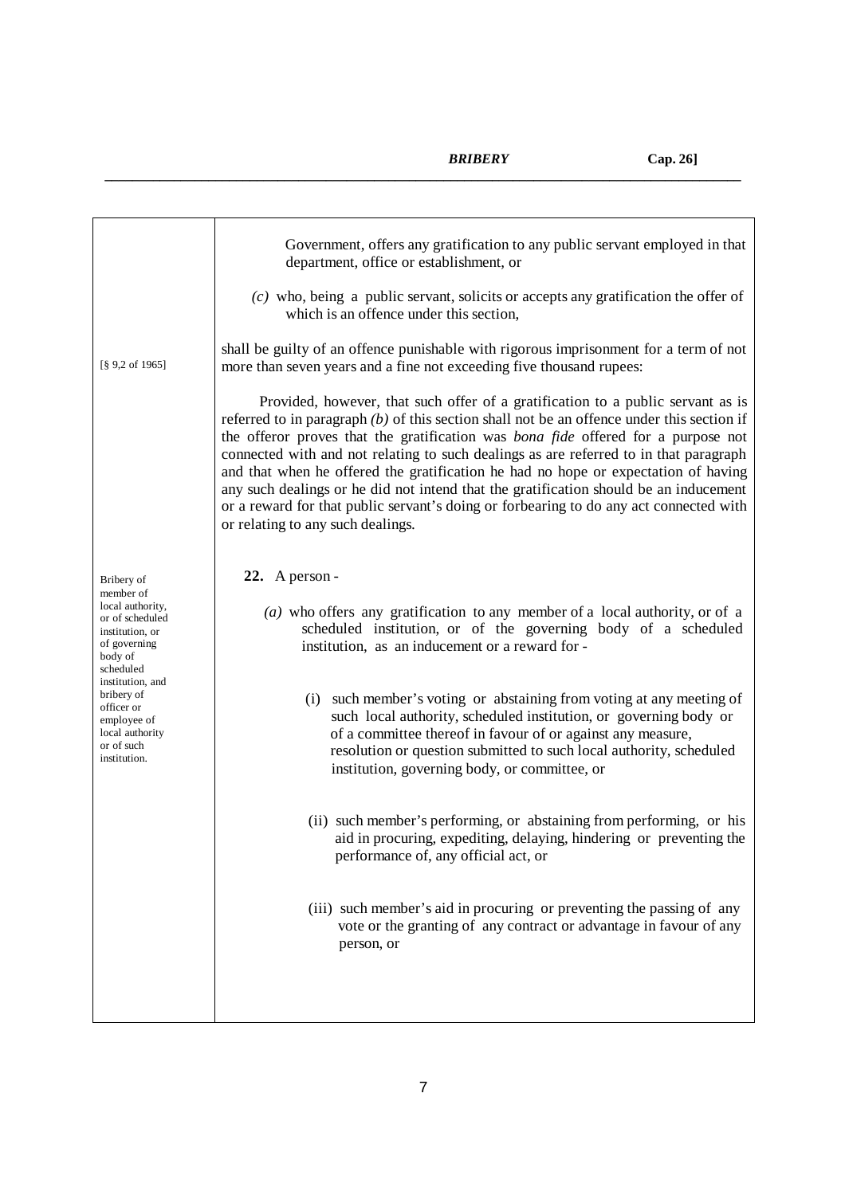Government, offers any gratification to any public servant employed in that department, office or establishment, or

*(c)* who, being a public servant, solicits or accepts any gratification the offer of which is an offence under this section,

shall be guilty of an offence punishable with rigorous imprisonment for a term of not more than seven years and a fine not exceeding five thousand rupees:

[§ 9,2 of 1965]

Provided, however, that such offer of a gratification to a public servant as is referred to in paragraph *(b)* of this section shall not be an offence under this section if the offeror proves that the gratification was *bona fide* offered for a purpose not connected with and not relating to such dealings as are referred to in that paragraph and that when he offered the gratification he had no hope or expectation of having any such dealings or he did not intend that the gratification should be an inducement or a reward for that public servant's doing or forbearing to do any act connected with or relating to any such dealings.

Bribery of member of local authority, or of scheduled institution, or of governing body of scheduled institution, and bribery of officer or employee of local authority or of such institution.

**22.** A person -

*(a)* who offers any gratification to any member of a local authority, or of a scheduled institution, or of the governing body of a scheduled institution, as an inducement or a reward for -

(i) such member's voting or abstaining from voting at any meeting of such local authority, scheduled institution, or governing body or of a committee thereof in favour of or against any measure, resolution or question submitted to such local authority, scheduled institution, governing body, or committee, or

(ii) such member's performing, or abstaining from performing, or his aid in procuring, expediting, delaying, hindering or preventing the performance of, any official act, or

(iii) such member's aid in procuring or preventing the passing of any vote or the granting of any contract or advantage in favour of any person, or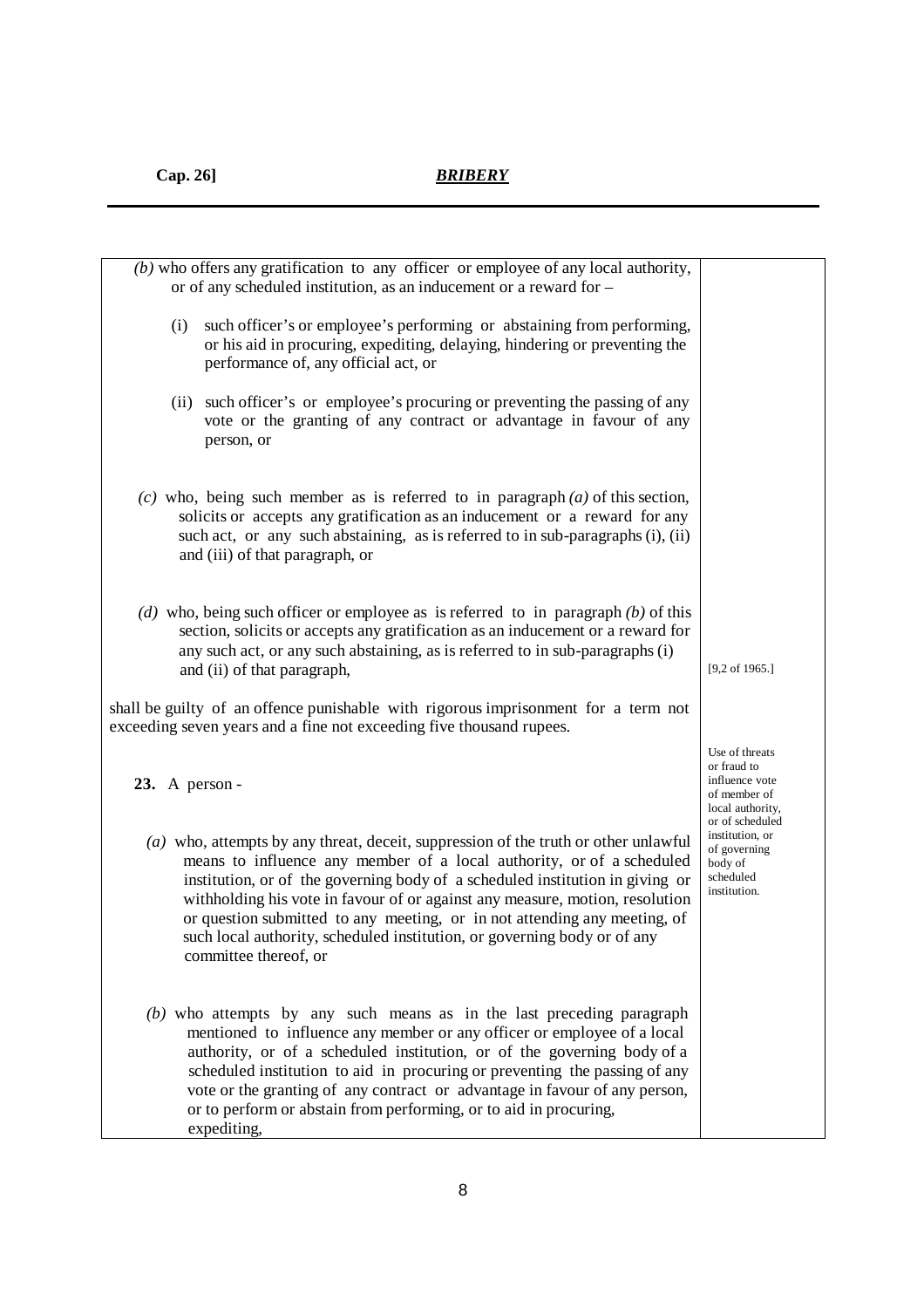(*b*) who offers any gratification to any officer or employee of any local authority, or of any scheduled institution, as an inducement or a reward for –

(i) such officer's or employee's performing or abstaining from performing, or his aid in procuring, expediting, delaying, hindering or preventing the performance of, any official act, or

(ii) such officer's or employee's procuring or preventing the passing of any vote or the granting of any contract or advantage in favour of any person, or

(*c*) who, being such member as is referred to in paragraph (*a*) of this section, solicits or accepts any gratification as an inducement or a reward for any such act, or any such abstaining, as is referred to in sub-paragraphs (i), (ii) and (iii) of that paragraph, or

(*d*) who, being such officer or employee as is referred to in paragraph (*b*) of this section, solicits or accepts any gratification as an inducement or a reward for any such act, or any such abstaining, as is referred to in sub-paragraphs (i) and (ii) of that paragraph,

[9,2 of 1965.]

shall be guilty of an offence punishable with rigorous imprisonment for a term not exceeding seven years and a fine not exceeding five thousand rupees.

Use of threats or fraud to influence vote of member of local authority, or of scheduled institution, or of governing body of scheduled institution.

**23.** A person -

(*a*) who, attempts by any threat, deceit, suppression of the truth or other unlawful means to influence any member of a local authority, or of a scheduled institution, or of the governing body of a scheduled institution in giving or withholding his vote in favour of or against any measure, motion, resolution or question submitted to any meeting, or in not attending any meeting, of such local authority, scheduled institution, or governing body or of any committee thereof, or

(*b*) who attempts by any such means as in the last preceding paragraph mentioned to influence any member or any officer or employee of a local authority, or of a scheduled institution, or of the governing body of a scheduled institution to aid in procuring or preventing the passing of any vote or the granting of any contract or advantage in favour of any person, or to perform or abstain from performing, or to aid in procuring, expediting,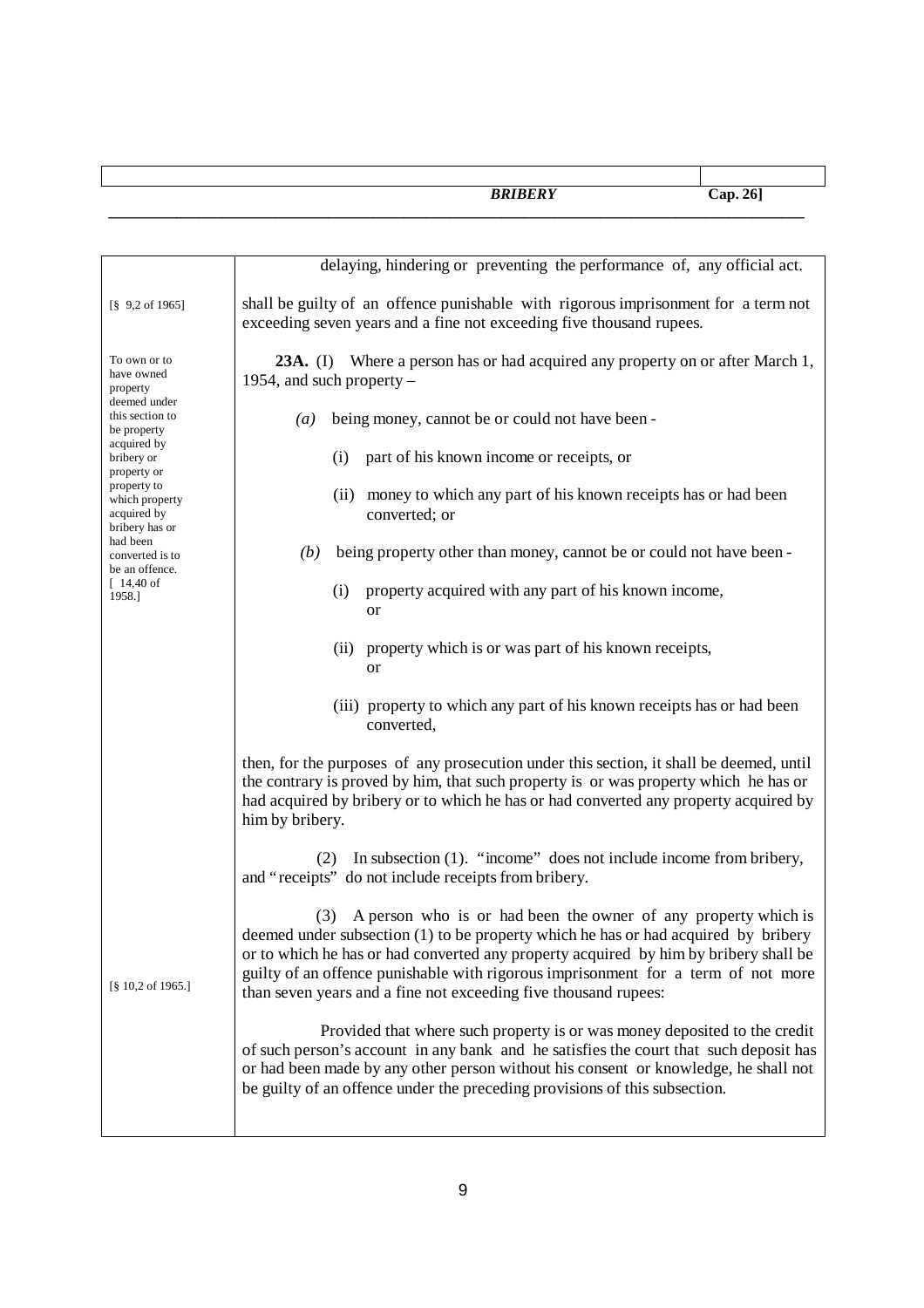delaying, hindering or preventing the performance of, any official act.

[§ 9,2 of 1965]

shall be guilty of an offence punishable with rigorous imprisonment for a term not exceeding seven years and a fine not exceeding five thousand rupees.

To own or to have owned property deemed under this section to be property acquired by bribery or property or property to which property acquired by bribery has or had been converted is to be an offence. [ 14,40 of 1958.]

**23A.** (I) Where a person has or had acquired any property on or after March 1, 1954, and such property –

*(a)* being money, cannot be or could not have been -

(i) part of his known income or receipts, or

(ii) money to which any part of his known receipts has or had been converted; or

*(b)* being property other than money, cannot be or could not have been -

(i) property acquired with any part of his known income, or

(ii) property which is or was part of his known receipts, or

(iii) property to which any part of his known receipts has or had been converted,

then, for the purposes of any prosecution under this section, it shall be deemed, until the contrary is proved by him, that such property is or was property which he has or had acquired by bribery or to which he has or had converted any property acquired by him by bribery.

(2) In subsection (1). "income" does not include income from bribery, and "receipts" do not include receipts from bribery.

(3) A person who is or had been the owner of any property which is deemed under subsection (1) to be property which he has or had acquired by bribery or to which he has or had converted any property acquired by him by bribery shall be guilty of an offence punishable with rigorous imprisonment for a term of not more than seven years and a fine not exceeding five thousand rupees:

[§ 10,2 of 1965.]

Provided that where such property is or was money deposited to the credit of such person's account in any bank and he satisfies the court that such deposit has or had been made by any other person without his consent or knowledge, he shall not be guilty of an offence under the preceding provisions of this subsection.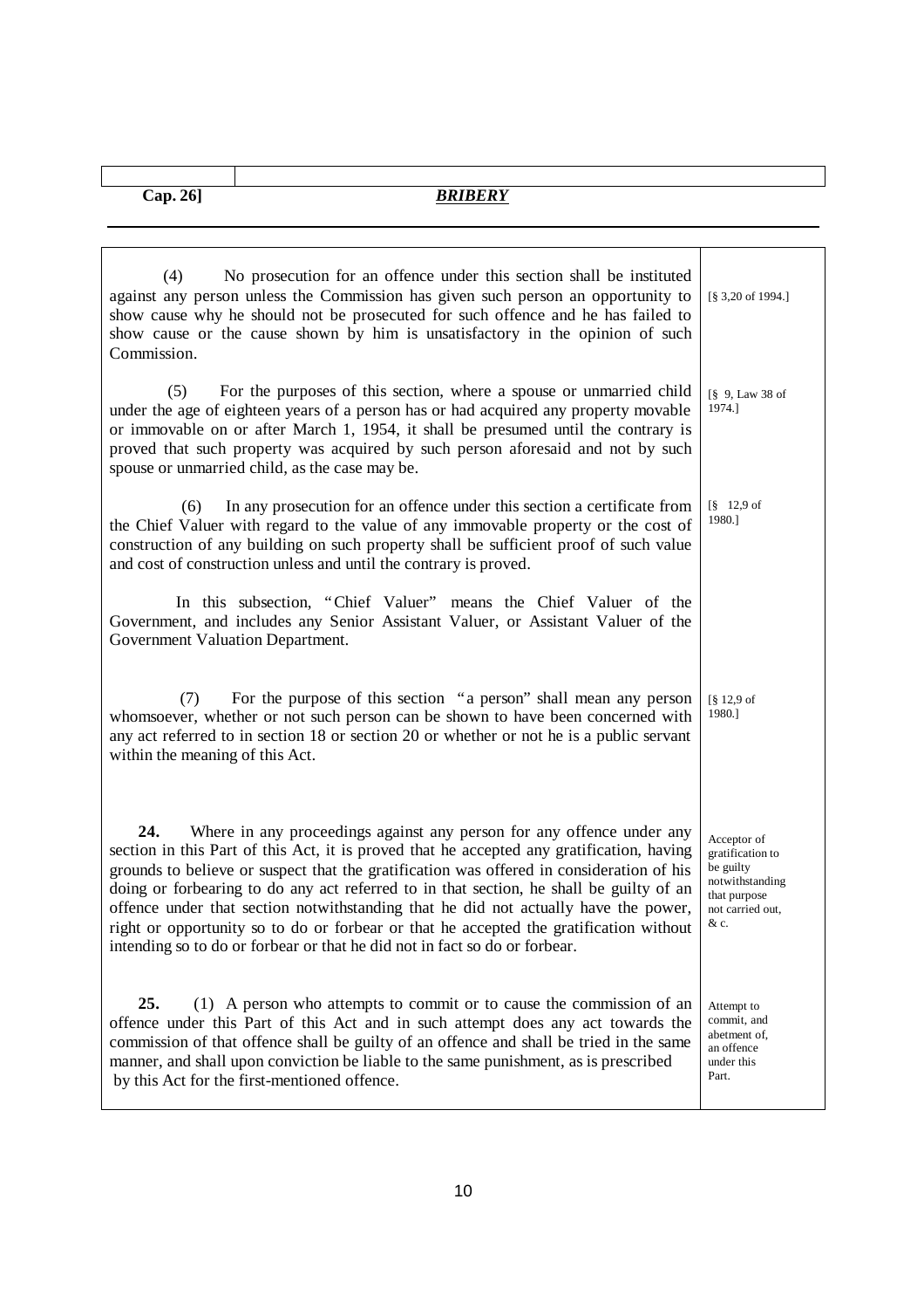(4) No prosecution for an offence under this section shall be instituted against any person unless the Commission has given such person an opportunity to show cause why he should not be prosecuted for such offence and he has failed to show cause or the cause shown by him is unsatisfactory in the opinion of such Commission. [§ 3,20 of 1994.]

(5) For the purposes of this section, where a spouse or unmarried child under the age of eighteen years of a person has or had acquired any property movable or immovable on or after March 1, 1954, it shall be presumed until the contrary is proved that such property was acquired by such person aforesaid and not by such spouse or unmarried child, as the case may be. [§ 9, Law 38 of 1974.]

(6) In any prosecution for an offence under this section a certificate from the Chief Valuer with regard to the value of any immovable property or the cost of construction of any building on such property shall be sufficient proof of such value and cost of construction unless and until the contrary is proved. [§ 12,9 of 1980.]

In this subsection, "Chief Valuer" means the Chief Valuer of the Government, and includes any Senior Assistant Valuer, or Assistant Valuer of the Government Valuation Department.

(7) For the purpose of this section "a person" shall mean any person whomsoever, whether or not such person can be shown to have been concerned with any act referred to in section 18 or section 20 or whether or not he is a public servant within the meaning of this Act. [§ 12,9 of 1980.]

*Acceptor of gratification to be guilty notwithstanding that purpose not carried out, & c.*

**24.** Where in any proceedings against any person for any offence under any section in this Part of this Act, it is proved that he accepted any gratification, having grounds to believe or suspect that the gratification was offered in consideration of his doing or forbearing to do any act referred to in that section, he shall be guilty of an offence under that section notwithstanding that he did not actually have the power, right or opportunity so to do or forbear or that he accepted the gratification without intending so to do or forbear or that he did not in fact so do or forbear.

*Attempt to commit, and abetment of, an offence under this Part.*

**25.** (1) A person who attempts to commit or to cause the commission of an offence under this Part of this Act and in such attempt does any act towards the commission of that offence shall be guilty of an offence and shall be tried in the same manner, and shall upon conviction be liable to the same punishment, as is prescribed by this Act for the first-mentioned offence.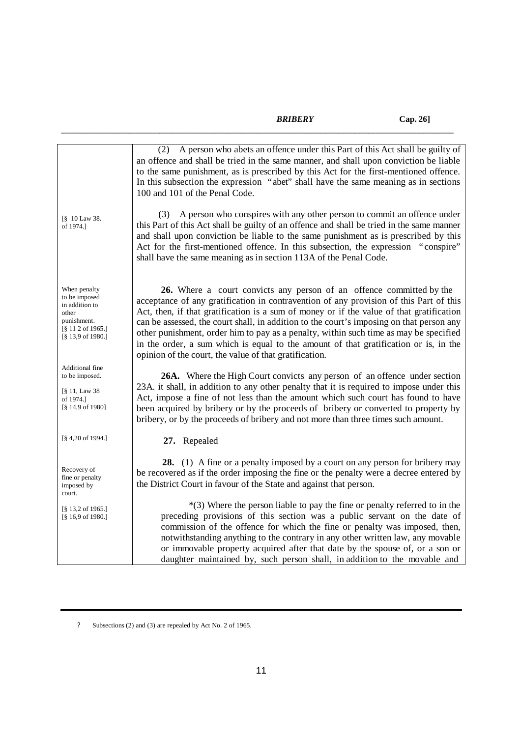(2) A person who abets an offence under this Part of this Act shall be guilty of an offence and shall be tried in the same manner, and shall upon conviction be liable to the same punishment, as is prescribed by this Act for the first-mentioned offence. In this subsection the expression "abet" shall have the same meaning as in sections 100 and 101 of the Penal Code.

[§ 10 Law 38. of 1974.]

(3) A person who conspires with any other person to commit an offence under this Part of this Act shall be guilty of an offence and shall be tried in the same manner and shall upon conviction be liable to the same punishment as is prescribed by this Act for the first-mentioned offence. In this subsection, the expression "conspire" shall have the same meaning as in section 113A of the Penal Code.

When penalty to be imposed in addition to other punishment.
[§ 11 2 of 1965.]
[§ 13,9 of 1980.]

**26.** Where a court convicts any person of an offence committed by the acceptance of any gratification in contravention of any provision of this Part of this Act, then, if that gratification is a sum of money or if the value of that gratification can be assessed, the court shall, in addition to the court's imposing on that person any other punishment, order him to pay as a penalty, within such time as may be specified in the order, a sum which is equal to the amount of that gratification or is, in the opinion of the court, the value of that gratification.

Additional fine to be imposed.
[§ 11, Law 38 of 1974.]
[§ 14,9 of 1980]

**26A.** Where the High Court convicts any person of an offence under section 23A. it shall, in addition to any other penalty that it is required to impose under this Act, impose a fine of not less than the amount which such court has found to have been acquired by bribery or by the proceeds of bribery or converted to property by bribery, or by the proceeds of bribery and not more than three times such amount.

[§ 4,20 of 1994.]

**27.** Repealed

Recovery of fine or penalty imposed by court.
[§ 13,2 of 1965.]
[§ 16,9 of 1980.]

**28.** (1) A fine or a penalty imposed by a court on any person for bribery may be recovered as if the order imposing the fine or the penalty were a decree entered by the District Court in favour of the State and against that person.

*(3) Where the person liable to pay the fine or penalty referred to in the preceding provisions of this section was a public servant on the date of commission of the offence for which the fine or penalty was imposed, then, notwithstanding anything to the contrary in any other written law, any movable or immovable property acquired after that date by the spouse of, or a son or daughter maintained by, such person shall, in addition to the movable and

---

? Subsections (2) and (3) are repealed by Act No. 2 of 1965.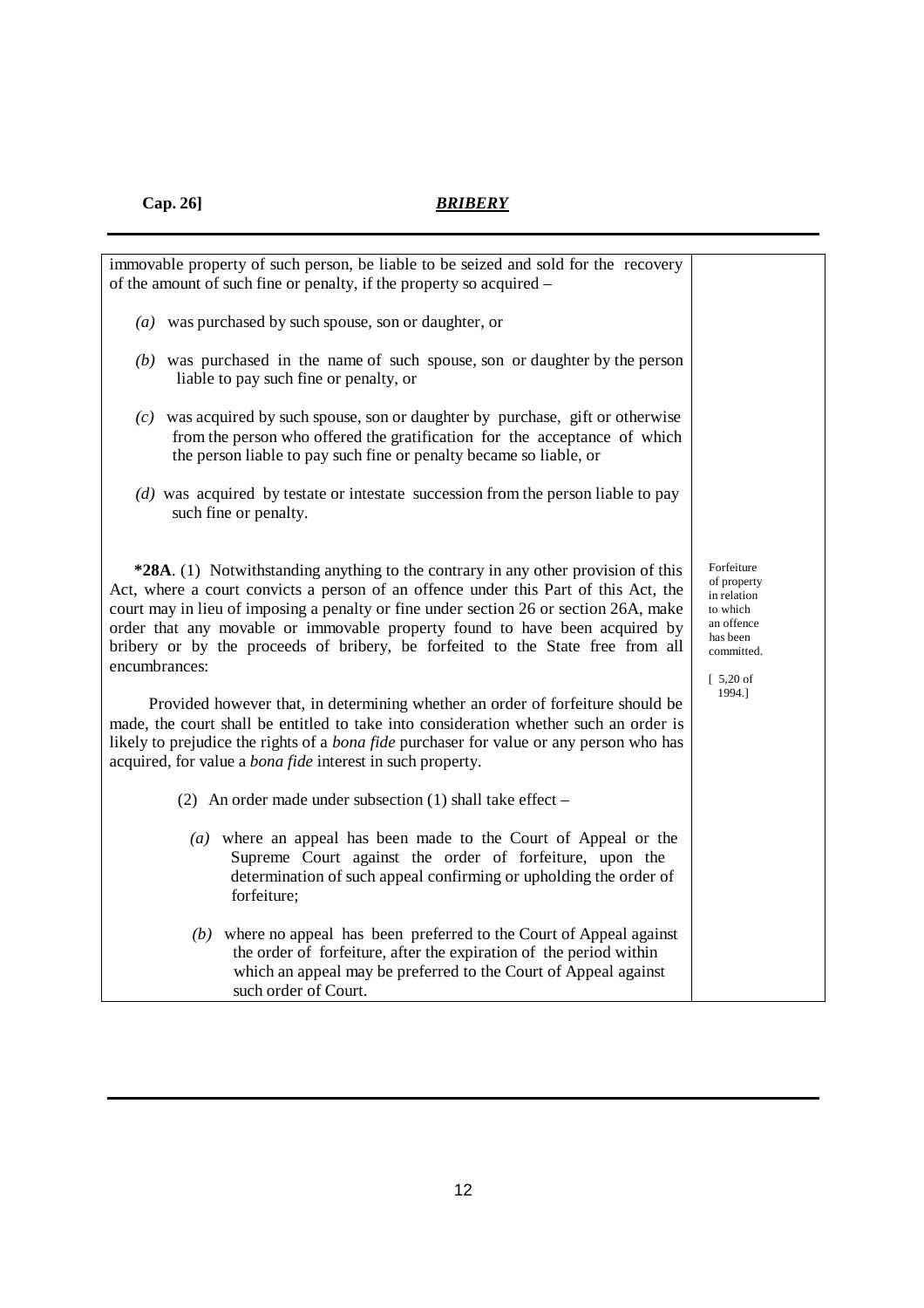immovable property of such person, be liable to be seized and sold for the recovery of the amount of such fine or penalty, if the property so acquired –

*(a)* was purchased by such spouse, son or daughter, or

*(b)* was purchased in the name of such spouse, son or daughter by the person liable to pay such fine or penalty, or

*(c)* was acquired by such spouse, son or daughter by purchase, gift or otherwise from the person who offered the gratification for the acceptance of which the person liable to pay such fine or penalty became so liable, or

*(d)* was acquired by testate or intestate succession from the person liable to pay such fine or penalty.

Forfeiture of property in relation to which an offence has been committed.

[ 5,20 of 1994.]

**\*28A**. (1) Notwithstanding anything to the contrary in any other provision of this Act, where a court convicts a person of an offence under this Part of this Act, the court may in lieu of imposing a penalty or fine under section 26 or section 26A, make order that any movable or immovable property found to have been acquired by bribery or by the proceeds of bribery, be forfeited to the State free from all encumbrances:

Provided however that, in determining whether an order of forfeiture should be made, the court shall be entitled to take into consideration whether such an order is likely to prejudice the rights of a *bona fide* purchaser for value or any person who has acquired, for value a *bona fide* interest in such property.

(2) An order made under subsection (1) shall take effect –

*(a)* where an appeal has been made to the Court of Appeal or the Supreme Court against the order of forfeiture, upon the determination of such appeal confirming or upholding the order of forfeiture;

*(b)* where no appeal has been preferred to the Court of Appeal against the order of forfeiture, after the expiration of the period within which an appeal may be preferred to the Court of Appeal against such order of Court.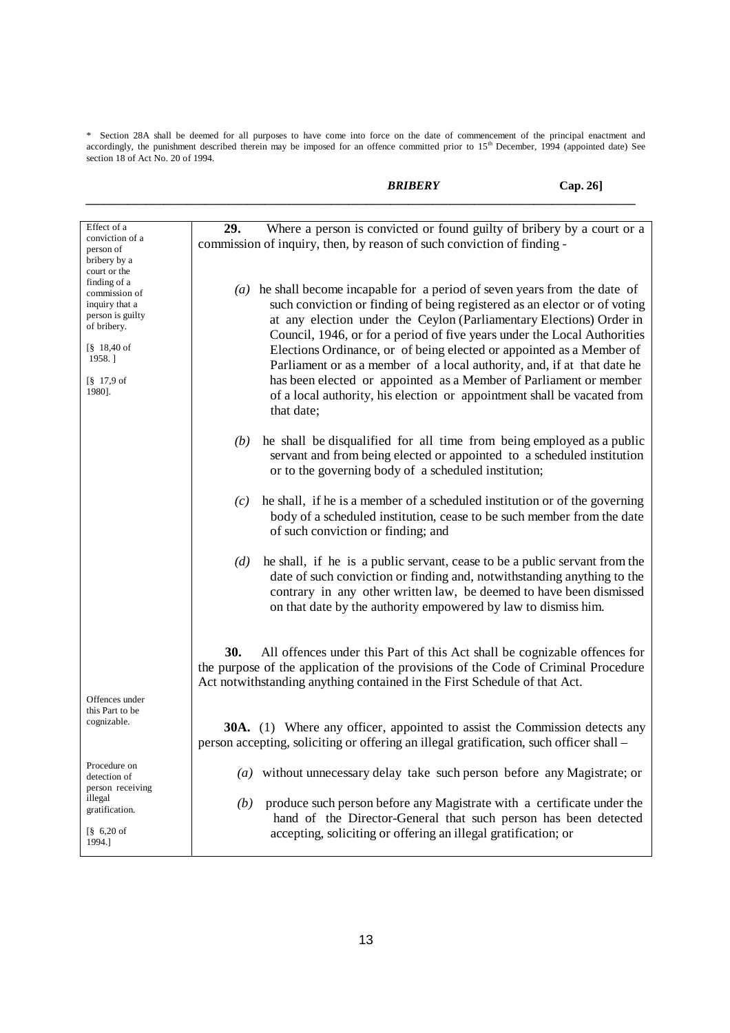\* Section 28A shall be deemed for all purposes to have come into force on the date of commencement of the principal enactment and accordingly, the punishment described therein may be imposed for an offence committed prior to 15th December, 1994 (appointed date) See section 18 of Act No. 20 of 1994.

Effect of a conviction of a person of bribery by a court or the finding of a commission of inquiry that a person is guilty of bribery.

[§ 18,40 of 1958.]

[§ 17,9 of 1980].

**29.** Where a person is convicted or found guilty of bribery by a court or a commission of inquiry, then, by reason of such conviction of finding -

*(a)* he shall become incapable for a period of seven years from the date of such conviction or finding of being registered as an elector or of voting at any election under the Ceylon (Parliamentary Elections) Order in Council, 1946, or for a period of five years under the Local Authorities Elections Ordinance, or of being elected or appointed as a Member of Parliament or as a member of a local authority, and, if at that date he has been elected or appointed as a Member of Parliament or member of a local authority, his election or appointment shall be vacated from that date;

*(b)* he shall be disqualified for all time from being employed as a public servant and from being elected or appointed to a scheduled institution or to the governing body of a scheduled institution;

*(c)* he shall, if he is a member of a scheduled institution or of the governing body of a scheduled institution, cease to be such member from the date of such conviction or finding; and

*(d)* he shall, if he is a public servant, cease to be a public servant from the date of such conviction or finding and, notwithstanding anything to the contrary in any other written law, be deemed to have been dismissed on that date by the authority empowered by law to dismiss him.

Offences under this Part to be cognizable.

**30.** All offences under this Part of this Act shall be cognizable offences for the purpose of the application of the provisions of the Code of Criminal Procedure Act notwithstanding anything contained in the First Schedule of that Act.

Procedure on detection of person receiving illegal gratification.

[§ 6,20 of 1994.]

**30A.** (1) Where any officer, appointed to assist the Commission detects any person accepting, soliciting or offering an illegal gratification, such officer shall –

*(a)* without unnecessary delay take such person before any Magistrate; or

*(b)* produce such person before any Magistrate with a certificate under the hand of the Director-General that such person has been detected accepting, soliciting or offering an illegal gratification; or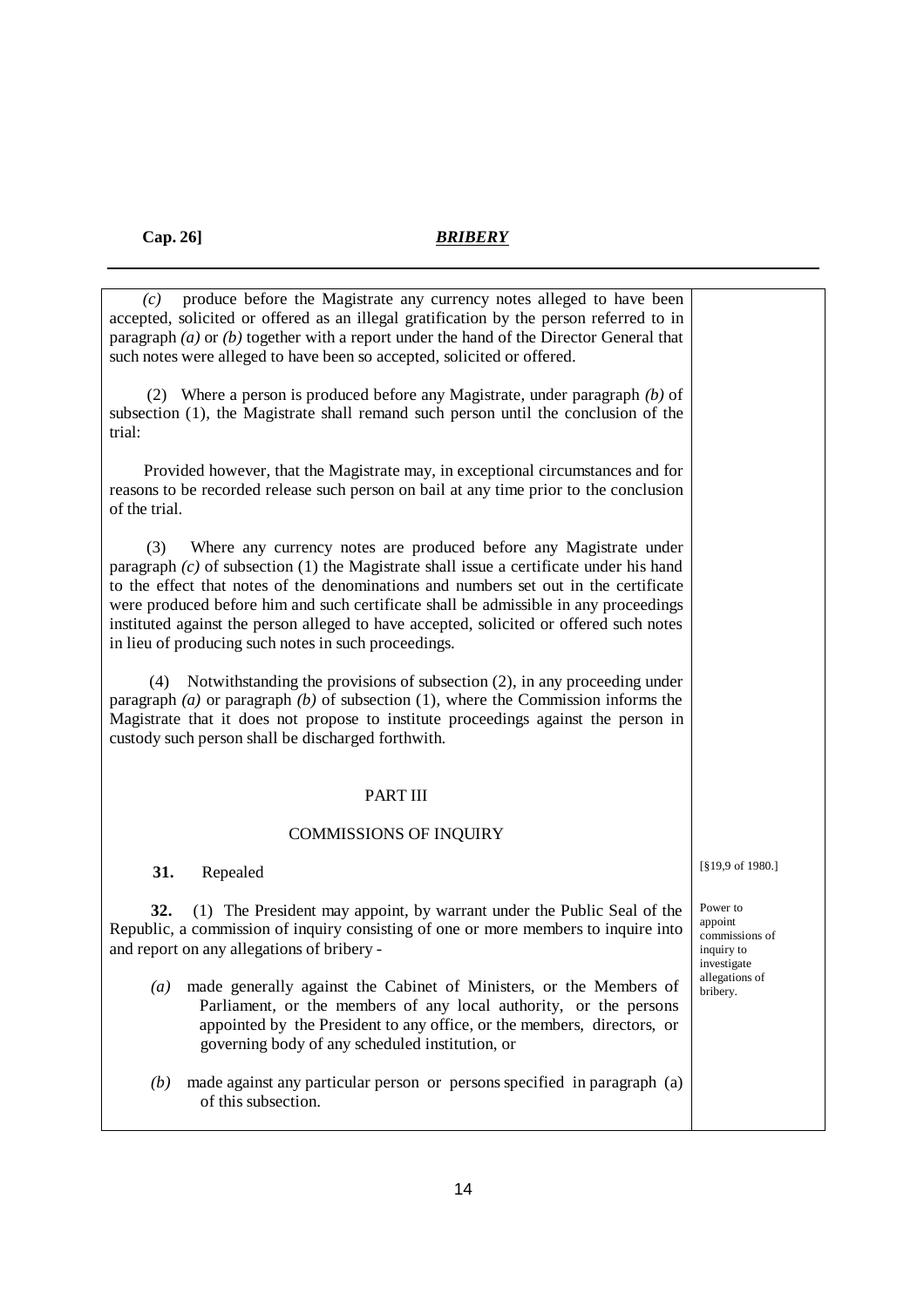*(c)* produce before the Magistrate any currency notes alleged to have been accepted, solicited or offered as an illegal gratification by the person referred to in paragraph *(a)* or *(b)* together with a report under the hand of the Director General that such notes were alleged to have been so accepted, solicited or offered.

(2) Where a person is produced before any Magistrate, under paragraph *(b)* of subsection (1), the Magistrate shall remand such person until the conclusion of the trial:

Provided however, that the Magistrate may, in exceptional circumstances and for reasons to be recorded release such person on bail at any time prior to the conclusion of the trial.

(3) Where any currency notes are produced before any Magistrate under paragraph *(c)* of subsection (1) the Magistrate shall issue a certificate under his hand to the effect that notes of the denominations and numbers set out in the certificate were produced before him and such certificate shall be admissible in any proceedings instituted against the person alleged to have accepted, solicited or offered such notes in lieu of producing such notes in such proceedings.

(4) Notwithstanding the provisions of subsection (2), in any proceeding under paragraph *(a)* or paragraph *(b)* of subsection (1), where the Commission informs the Magistrate that it does not propose to institute proceedings against the person in custody such person shall be discharged forthwith.

## PART III

## COMMISSIONS OF INQUIRY

**31.** Repealed

[§19,9 of 1980.]

*Power to appoint commissions of inquiry to investigate allegations of bribery.*

**32.** (1) The President may appoint, by warrant under the Public Seal of the Republic, a commission of inquiry consisting of one or more members to inquire into and report on any allegations of bribery -

*(a)* made generally against the Cabinet of Ministers, or the Members of Parliament, or the members of any local authority, or the persons appointed by the President to any office, or the members, directors, or governing body of any scheduled institution, or

*(b)* made against any particular person or persons specified in paragraph (a) of this subsection.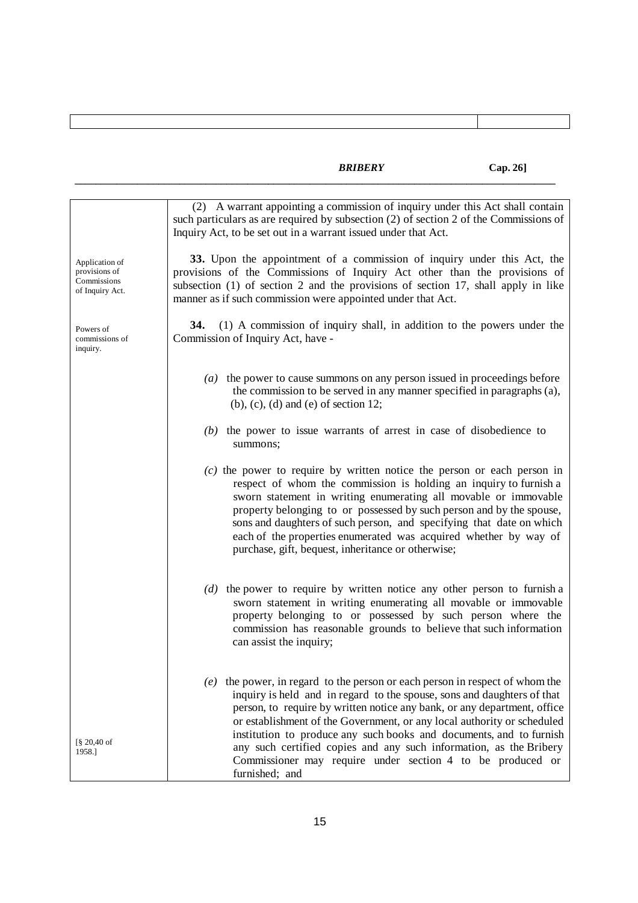(2) A warrant appointing a commission of inquiry under this Act shall contain such particulars as are required by subsection (2) of section 2 of the Commissions of Inquiry Act, to be set out in a warrant issued under that Act.

Application of provisions of Commissions of Inquiry Act.

**33.** Upon the appointment of a commission of inquiry under this Act, the provisions of the Commissions of Inquiry Act other than the provisions of subsection (1) of section 2 and the provisions of section 17, shall apply in like manner as if such commission were appointed under that Act.

Powers of commissions of inquiry.

**34.** (1) A commission of inquiry shall, in addition to the powers under the Commission of Inquiry Act, have -

*(a)* the power to cause summons on any person issued in proceedings before the commission to be served in any manner specified in paragraphs (a), (b), (c), (d) and (e) of section 12;

*(b)* the power to issue warrants of arrest in case of disobedience to summons;

*(c)* the power to require by written notice the person or each person in respect of whom the commission is holding an inquiry to furnish a sworn statement in writing enumerating all movable or immovable property belonging to or possessed by such person and by the spouse, sons and daughters of such person, and specifying that date on which each of the properties enumerated was acquired whether by way of purchase, gift, bequest, inheritance or otherwise;

*(d)* the power to require by written notice any other person to furnish a sworn statement in writing enumerating all movable or immovable property belonging to or possessed by such person where the commission has reasonable grounds to believe that such information can assist the inquiry;

*(e)* the power, in regard to the person or each person in respect of whom the inquiry is held and in regard to the spouse, sons and daughters of that person, to require by written notice any bank, or any department, office or establishment of the Government, or any local authority or scheduled institution to produce any such books and documents, and to furnish any such certified copies and any such information, as the Bribery Commissioner may require under section 4 to be produced or furnished; and

[§ 20,40 of 1958.]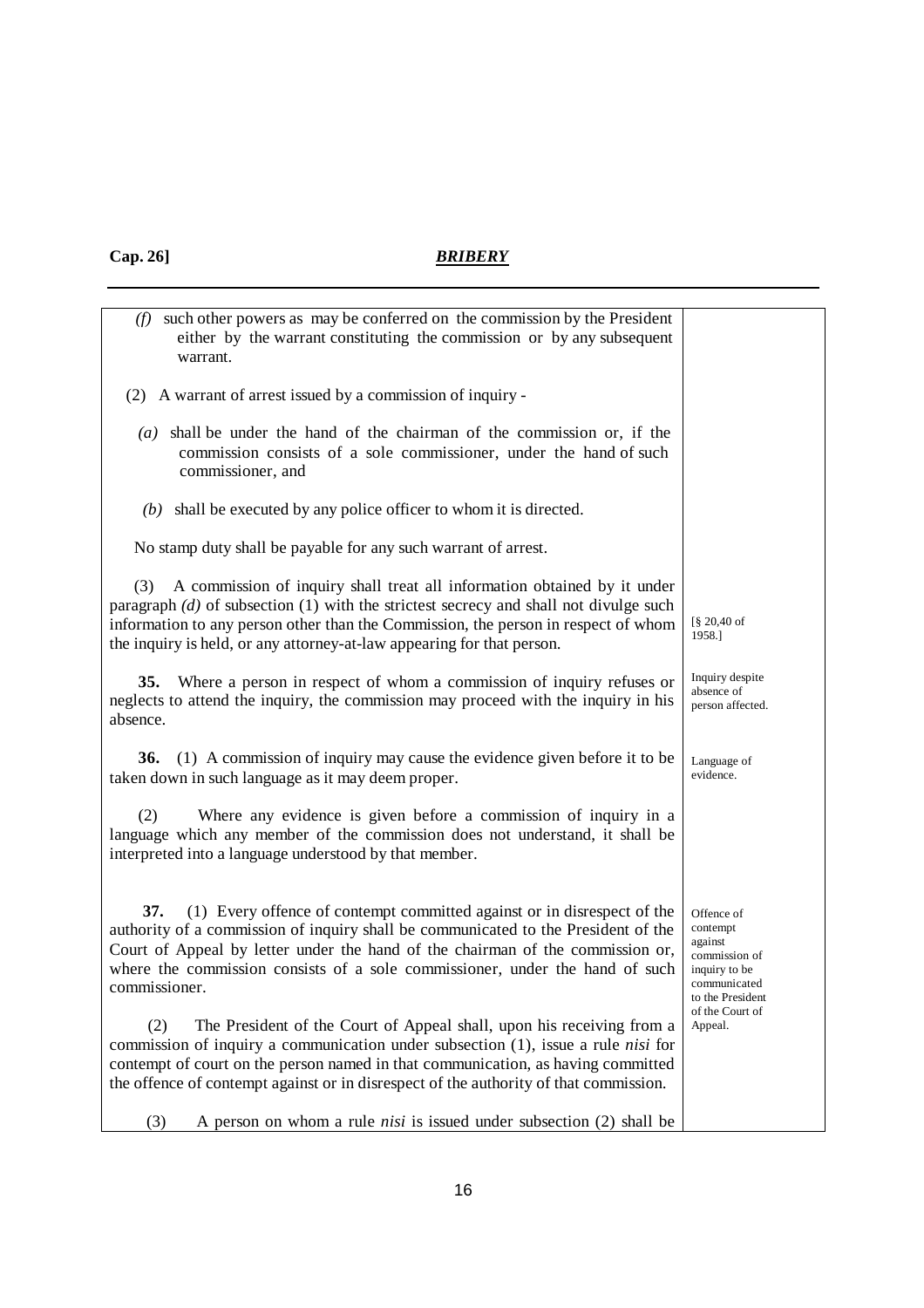*(f)* such other powers as may be conferred on the commission by the President either by the warrant constituting the commission or by any subsequent warrant.

(2) A warrant of arrest issued by a commission of inquiry -

*(a)* shall be under the hand of the chairman of the commission or, if the commission consists of a sole commissioner, under the hand of such commissioner, and

*(b)* shall be executed by any police officer to whom it is directed.

No stamp duty shall be payable for any such warrant of arrest.

(3) A commission of inquiry shall treat all information obtained by it under paragraph *(d)* of subsection (1) with the strictest secrecy and shall not divulge such information to any person other than the Commission, the person in respect of whom the inquiry is held, or any attorney-at-law appearing for that person.

[§ 20,40 of 1958.]

Inquiry despite absence of person affected.

**35.** Where a person in respect of whom a commission of inquiry refuses or neglects to attend the inquiry, the commission may proceed with the inquiry in his absence.

Language of evidence.

**36.** (1) A commission of inquiry may cause the evidence given before it to be taken down in such language as it may deem proper.

(2) Where any evidence is given before a commission of inquiry in a language which any member of the commission does not understand, it shall be interpreted into a language understood by that member.

Offence of contempt against commission of inquiry to be communicated to the President of the Court of Appeal.

**37.** (1) Every offence of contempt committed against or in disrespect of the authority of a commission of inquiry shall be communicated to the President of the Court of Appeal by letter under the hand of the chairman of the commission or, where the commission consists of a sole commissioner, under the hand of such commissioner.

(2) The President of the Court of Appeal shall, upon his receiving from a commission of inquiry a communication under subsection (1), issue a rule *nisi* for contempt of court on the person named in that communication, as having committed the offence of contempt against or in disrespect of the authority of that commission.

(3) A person on whom a rule *nisi* is issued under subsection (2) shall be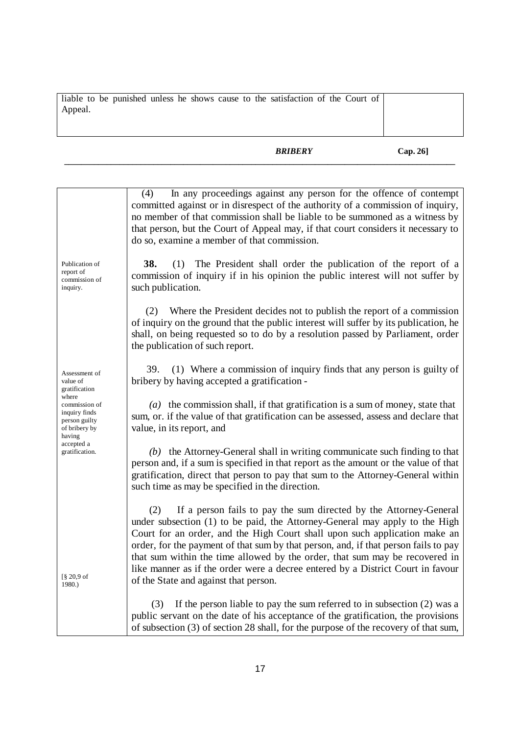liable to be punished unless he shows cause to the satisfaction of the Court of Appeal.

(4) In any proceedings against any person for the offence of contempt committed against or in disrespect of the authority of a commission of inquiry, no member of that commission shall be liable to be summoned as a witness by that person, but the Court of Appeal may, if that court considers it necessary to do so, examine a member of that commission.

Publication of report of commission of inquiry.

**38.** (1) The President shall order the publication of the report of a commission of inquiry if in his opinion the public interest will not suffer by such publication.

(2) Where the President decides not to publish the report of a commission of inquiry on the ground that the public interest will suffer by its publication, he shall, on being requested so to do by a resolution passed by Parliament, order the publication of such report.

Assessment of value of gratification where commission of inquiry finds person guilty of bribery by having accepted a gratification.

39. (1) Where a commission of inquiry finds that any person is guilty of bribery by having accepted a gratification -

*(a)* the commission shall, if that gratification is a sum of money, state that sum, or. if the value of that gratification can be assessed, assess and declare that value, in its report, and

*(b)* the Attorney-General shall in writing communicate such finding to that person and, if a sum is specified in that report as the amount or the value of that gratification, direct that person to pay that sum to the Attorney-General within such time as may be specified in the direction.

(2) If a person fails to pay the sum directed by the Attorney-General under subsection (1) to be paid, the Attorney-General may apply to the High Court for an order, and the High Court shall upon such application make an order, for the payment of that sum by that person, and, if that person fails to pay that sum within the time allowed by the order, that sum may be recovered in like manner as if the order were a decree entered by a District Court in favour of the State and against that person.

[§ 20,9 of 1980.)

(3) If the person liable to pay the sum referred to in subsection (2) was a public servant on the date of his acceptance of the gratification, the provisions of subsection (3) of section 28 shall, for the purpose of the recovery of that sum,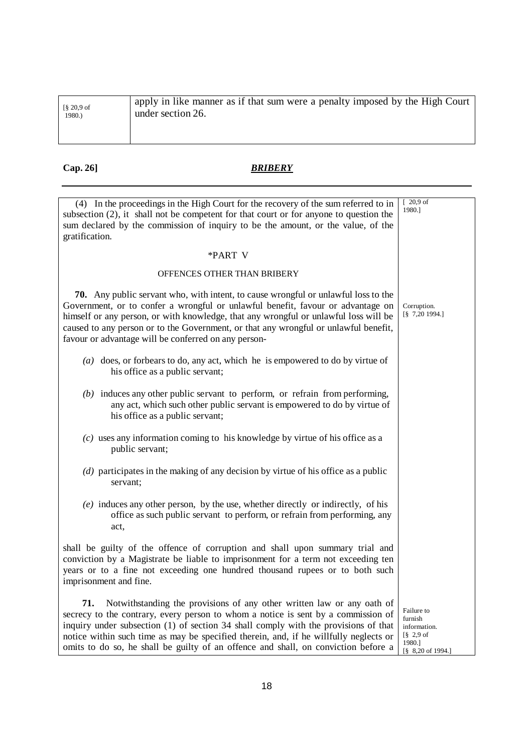[§ 20,9 of 1980.)

apply in like manner as if that sum were a penalty imposed by the High Court under section 26.

(4) In the proceedings in the High Court for the recovery of the sum referred to in subsection (2), it shall not be competent for that court or for anyone to question the sum declared by the commission of inquiry to be the amount, or the value, of the gratification.

[ 20,9 of 1980.]

## *PART V

### OFFENCES OTHER THAN BRIBERY

Corruption. [§ 7,20 1994.]

**70.** Any public servant who, with intent, to cause wrongful or unlawful loss to the Government, or to confer a wrongful or unlawful benefit, favour or advantage on himself or any person, or with knowledge, that any wrongful or unlawful loss will be caused to any person or to the Government, or that any wrongful or unlawful benefit, favour or advantage will be conferred on any person-

*(a)* does, or forbears to do, any act, which he is empowered to do by virtue of his office as a public servant;

*(b)* induces any other public servant to perform, or refrain from performing, any act, which such other public servant is empowered to do by virtue of his office as a public servant;

*(c)* uses any information coming to his knowledge by virtue of his office as a public servant;

*(d)* participates in the making of any decision by virtue of his office as a public servant;

*(e)* induces any other person, by the use, whether directly or indirectly, of his office as such public servant to perform, or refrain from performing, any act,

shall be guilty of the offence of corruption and shall upon summary trial and conviction by a Magistrate be liable to imprisonment for a term not exceeding ten years or to a fine not exceeding one hundred thousand rupees or to both such imprisonment and fine.

Failure to furnish information. [§ 2,9 of 1980.] [§ 8,20 of 1994.]

**71.** Notwithstanding the provisions of any other written law or any oath of secrecy to the contrary, every person to whom a notice is sent by a commission of inquiry under subsection (1) of section 34 shall comply with the provisions of that notice within such time as may be specified therein, and, if he willfully neglects or omits to do so, he shall be guilty of an offence and shall, on conviction before a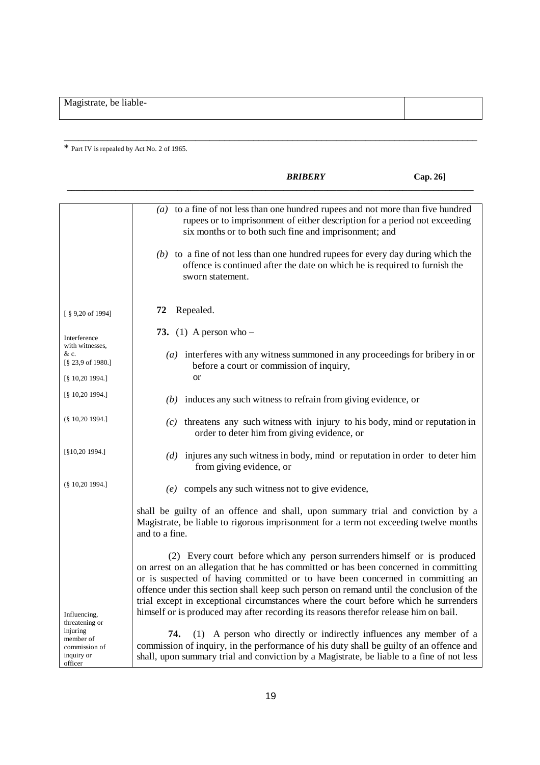Magistrate, be liable-

\* Part IV is repealed by Act No. 2 of 1965.

*(a)* to a fine of not less than one hundred rupees and not more than five hundred rupees or to imprisonment of either description for a period not exceeding six months or to both such fine and imprisonment; and

*(b)* to a fine of not less than one hundred rupees for every day during which the offence is continued after the date on which he is required to furnish the sworn statement.

[ § 9,20 of 1994]

**72** Repealed.

Interference with witnesses, & c.
[§ 23,9 of 1980.]

**73.** (1) A person who –

[§ 10,20 1994.]

*(a)* interferes with any witness summoned in any proceedings for bribery in or before a court or commission of inquiry,
or

[§ 10,20 1994.]

*(b)* induces any such witness to refrain from giving evidence, or

(§ 10,20 1994.]

*(c)* threatens any such witness with injury to his body, mind or reputation in order to deter him from giving evidence, or

[§10,20 1994.]

*(d)* injures any such witness in body, mind or reputation in order to deter him from giving evidence, or

(§ 10,20 1994.]

*(e)* compels any such witness not to give evidence,

shall be guilty of an offence and shall, upon summary trial and conviction by a Magistrate, be liable to rigorous imprisonment for a term not exceeding twelve months and to a fine.

(2) Every court before which any person surrenders himself or is produced on arrest on an allegation that he has committed or has been concerned in committing or is suspected of having committed or to have been concerned in committing an offence under this section shall keep such person on remand until the conclusion of the trial except in exceptional circumstances where the court before which he surrenders himself or is produced may after recording its reasons therefor release him on bail.

Influencing, threatening or injuring member of commission of inquiry or officer

**74.** (1) A person who directly or indirectly influences any member of a commission of inquiry, in the performance of his duty shall be guilty of an offence and shall, upon summary trial and conviction by a Magistrate, be liable to a fine of not less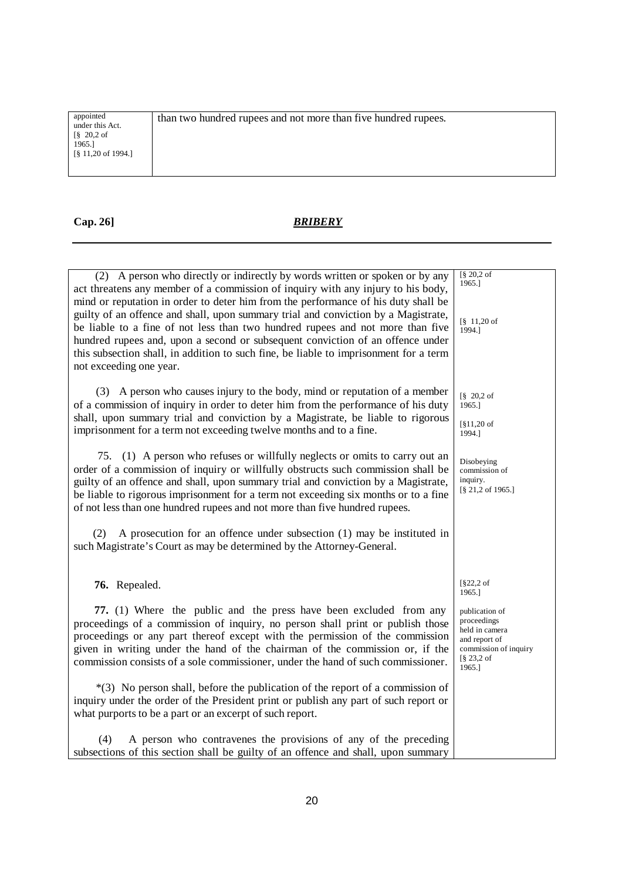| | |
|---|---|
| appointed under this Act. [§ 20,2 of 1965.] [§ 11,20 of 1994.] | than two hundred rupees and not more than five hundred rupees. |

**Cap. 26]** ***BRIBERY***

(2) A person who directly or indirectly by words written or spoken or by any act threatens any member of a commission of inquiry with any injury to his body, mind or reputation in order to deter him from the performance of his duty shall be guilty of an offence and shall, upon summary trial and conviction by a Magistrate, be liable to a fine of not less than two hundred rupees and not more than five hundred rupees and, upon a second or subsequent conviction of an offence under this subsection shall, in addition to such fine, be liable to imprisonment for a term not exceeding one year. [§ 20,2 of 1965.] [§ 11,20 of 1994.]

(3) A person who causes injury to the body, mind or reputation of a member of a commission of inquiry in order to deter him from the performance of his duty shall, upon summary trial and conviction by a Magistrate, be liable to rigorous imprisonment for a term not exceeding twelve months and to a fine. [§ 20,2 of 1965.] [§11,20 of 1994.]

*Disobeying commission of inquiry. [§ 21,2 of 1965.]*

75. (1) A person who refuses or willfully neglects or omits to carry out an order of a commission of inquiry or willfully obstructs such commission shall be guilty of an offence and shall, upon summary trial and conviction by a Magistrate, be liable to rigorous imprisonment for a term not exceeding six months or to a fine of not less than one hundred rupees and not more than five hundred rupees.

(2) A prosecution for an offence under subsection (1) may be instituted in such Magistrate's Court as may be determined by the Attorney-General.

**76.** Repealed. [§22,2 of 1965.]

*publication of proceedings held in camera and report of commission of inquiry [§ 23,2 of 1965.]*

**77.** (1) Where the public and the press have been excluded from any proceedings of a commission of inquiry, no person shall print or publish those proceedings or any part thereof except with the permission of the commission given in writing under the hand of the chairman of the commission or, if the commission consists of a sole commissioner, under the hand of such commissioner.

*(3) No person shall, before the publication of the report of a commission of inquiry under the order of the President print or publish any part of such report or what purports to be a part or an excerpt of such report.

(4) A person who contravenes the provisions of any of the preceding subsections of this section shall be guilty of an offence and shall, upon summary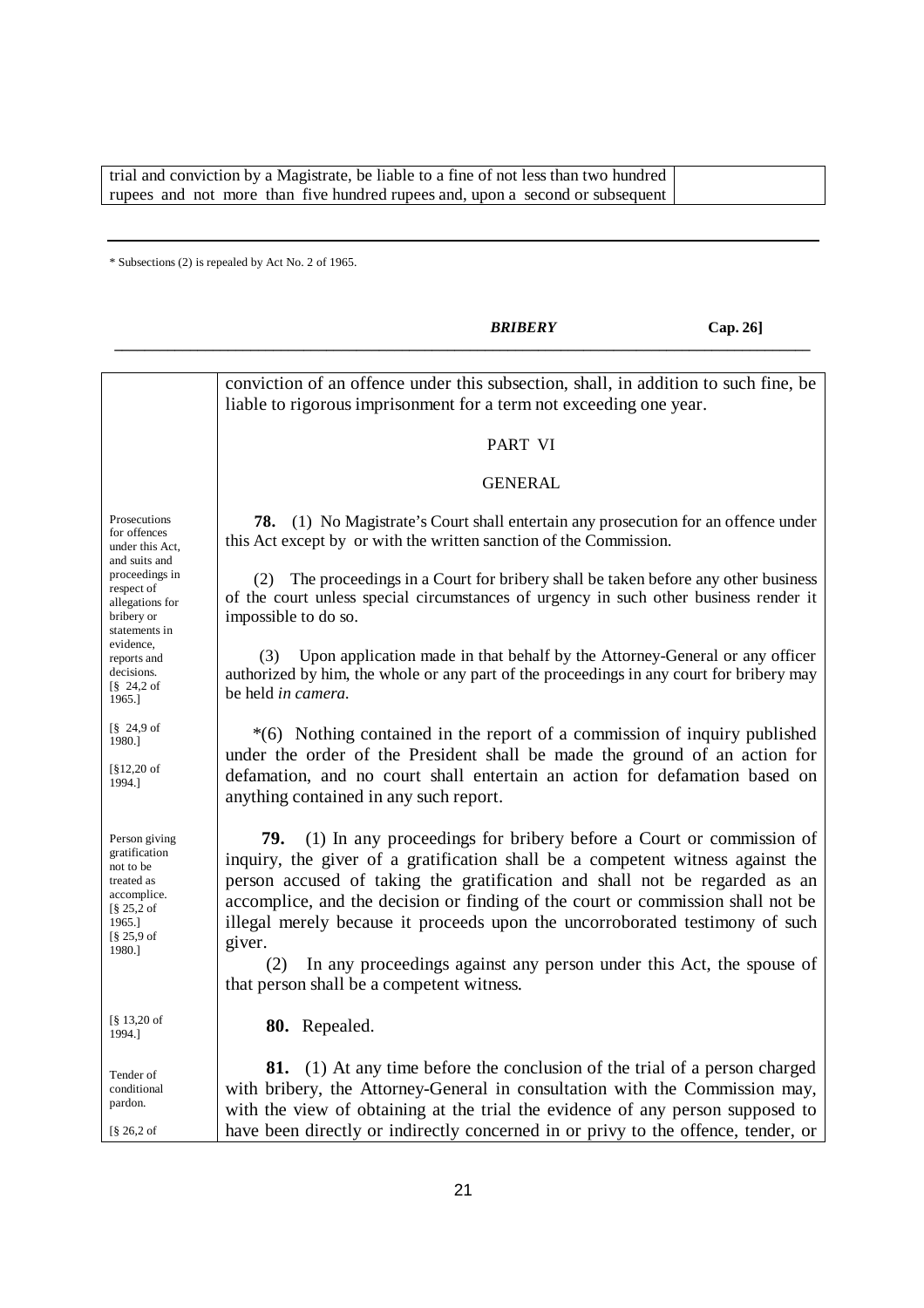trial and conviction by a Magistrate, be liable to a fine of not less than two hundred rupees and not more than five hundred rupees and, upon a second or subsequent

\* Subsections (2) is repealed by Act No. 2 of 1965.

conviction of an offence under this subsection, shall, in addition to such fine, be liable to rigorous imprisonment for a term not exceeding one year.

## PART VI

## GENERAL

Prosecutions for offences under this Act, and suits and proceedings in respect of allegations for bribery or statements in evidence, reports and decisions.
[§ 24,2 of 1965.]

**78.** (1) No Magistrate's Court shall entertain any prosecution for an offence under this Act except by or with the written sanction of the Commission.

(2) The proceedings in a Court for bribery shall be taken before any other business of the court unless special circumstances of urgency in such other business render it impossible to do so.

(3) Upon application made in that behalf by the Attorney-General or any officer authorized by him, the whole or any part of the proceedings in any court for bribery may be held *in camera.*

[§ 24,9 of 1980.]

[§12,20 of 1994.]

\*(6) Nothing contained in the report of a commission of inquiry published under the order of the President shall be made the ground of an action for defamation, and no court shall entertain an action for defamation based on anything contained in any such report.

Person giving gratification not to be treated as accomplice.
[§ 25,2 of 1965.]
[§ 25,9 of 1980.]

**79.** (1) In any proceedings for bribery before a Court or commission of inquiry, the giver of a gratification shall be a competent witness against the person accused of taking the gratification and shall not be regarded as an accomplice, and the decision or finding of the court or commission shall not be illegal merely because it proceeds upon the uncorroborated testimony of such giver.

(2) In any proceedings against any person under this Act, the spouse of that person shall be a competent witness.

[§ 13,20 of 1994.]

**80.** Repealed.

Tender of conditional pardon.

[§ 26,2 of

**81.** (1) At any time before the conclusion of the trial of a person charged with bribery, the Attorney-General in consultation with the Commission may, with the view of obtaining at the trial the evidence of any person supposed to have been directly or indirectly concerned in or privy to the offence, tender, or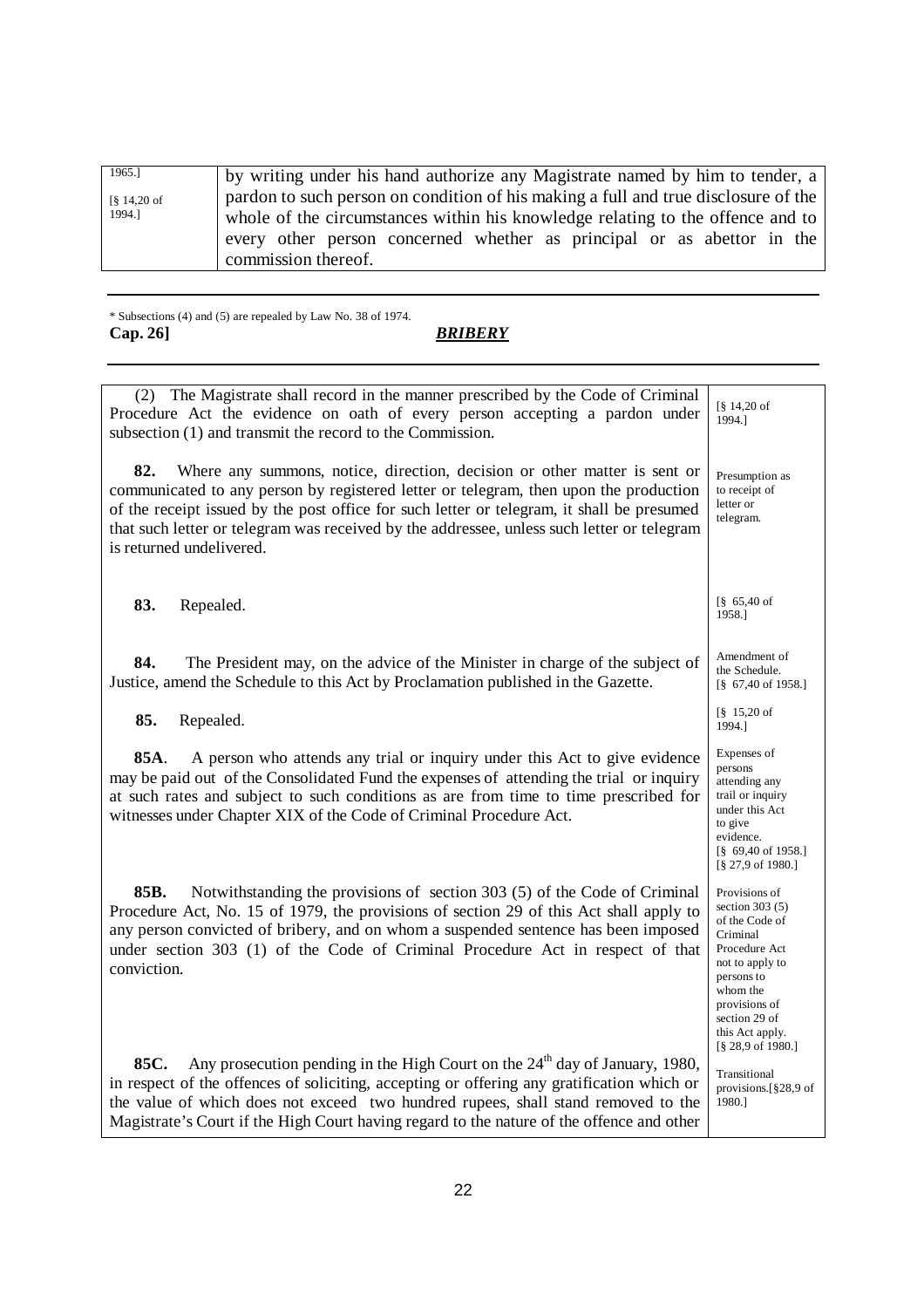| | |
|---|---|
| 1965.] [§ 14,20 of 1994.] | by writing under his hand authorize any Magistrate named by him to tender, a pardon to such person on condition of his making a full and true disclosure of the whole of the circumstances within his knowledge relating to the offence and to every other person concerned whether as principal or as abettor in the commission thereof. |

\* Subsections (4) and (5) are repealed by Law No. 38 of 1974.

| | |
|---|---|
| (2) The Magistrate shall record in the manner prescribed by the Code of Criminal Procedure Act the evidence on oath of every person accepting a pardon under subsection (1) and transmit the record to the Commission. | [§ 14,20 of 1994.] |
| **82.** Where any summons, notice, direction, decision or other matter is sent or communicated to any person by registered letter or telegram, then upon the production of the receipt issued by the post office for such letter or telegram, it shall be presumed that such letter or telegram was received by the addressee, unless such letter or telegram is returned undelivered. | Presumption as to receipt of letter or telegram. |
| **83.** Repealed. | [§ 65,40 of 1958.] |
| **84.** The President may, on the advice of the Minister in charge of the subject of Justice, amend the Schedule to this Act by Proclamation published in the Gazette. | Amendment of the Schedule. [§ 67,40 of 1958.] |
| **85.** Repealed. | [§ 15,20 of 1994.] |
| **85A**. A person who attends any trial or inquiry under this Act to give evidence may be paid out of the Consolidated Fund the expenses of attending the trial or inquiry at such rates and subject to such conditions as are from time to time prescribed for witnesses under Chapter XIX of the Code of Criminal Procedure Act. | Expenses of persons attending any trail or inquiry under this Act to give evidence. [§ 69,40 of 1958.] [§ 27,9 of 1980.] |
| **85B.** Notwithstanding the provisions of section 303 (5) of the Code of Criminal Procedure Act, No. 15 of 1979, the provisions of section 29 of this Act shall apply to any person convicted of bribery, and on whom a suspended sentence has been imposed under section 303 (1) of the Code of Criminal Procedure Act in respect of that conviction. | Provisions of section 303 (5) of the Code of Criminal Procedure Act not to apply to persons to whom the provisions of section 29 of this Act apply. [§ 28,9 of 1980.] |
| **85C.** Any prosecution pending in the High Court on the 24th day of January, 1980, in respect of the offences of soliciting, accepting or offering any gratification which or the value of which does not exceed two hundred rupees, shall stand removed to the Magistrate's Court if the High Court having regard to the nature of the offence and other | Transitional provisions.[§28,9 of 1980.] |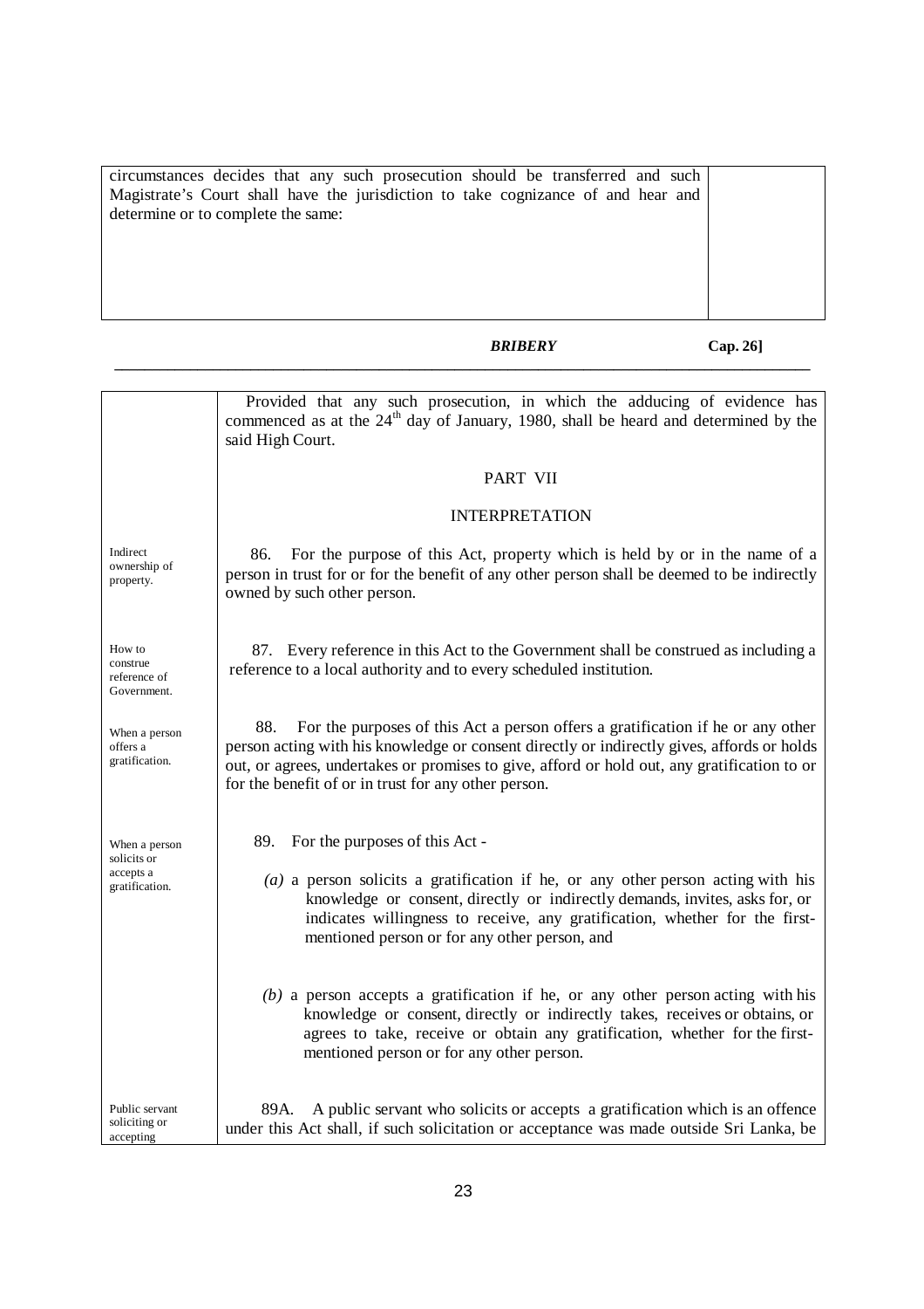circumstances decides that any such prosecution should be transferred and such Magistrate's Court shall have the jurisdiction to take cognizance of and hear and determine or to complete the same:

Provided that any such prosecution, in which the adducing of evidence has commenced as at the 24th day of January, 1980, shall be heard and determined by the said High Court.

## PART VII

## INTERPRETATION

*Indirect ownership of property.*

86. For the purpose of this Act, property which is held by or in the name of a person in trust for or for the benefit of any other person shall be deemed to be indirectly owned by such other person.

*How to construe reference of Government.*

87. Every reference in this Act to the Government shall be construed as including a reference to a local authority and to every scheduled institution.

*When a person offers a gratification.*

88. For the purposes of this Act a person offers a gratification if he or any other person acting with his knowledge or consent directly or indirectly gives, affords or holds out, or agrees, undertakes or promises to give, afford or hold out, any gratification to or for the benefit of or in trust for any other person.

*When a person solicits or accepts a gratification.*

89. For the purposes of this Act -

(a) a person solicits a gratification if he, or any other person acting with his knowledge or consent, directly or indirectly demands, invites, asks for, or indicates willingness to receive, any gratification, whether for the first-mentioned person or for any other person, and

(b) a person accepts a gratification if he, or any other person acting with his knowledge or consent, directly or indirectly takes, receives or obtains, or agrees to take, receive or obtain any gratification, whether for the first-mentioned person or for any other person.

*Public servant soliciting or accepting*

89A. A public servant who solicits or accepts a gratification which is an offence under this Act shall, if such solicitation or acceptance was made outside Sri Lanka, be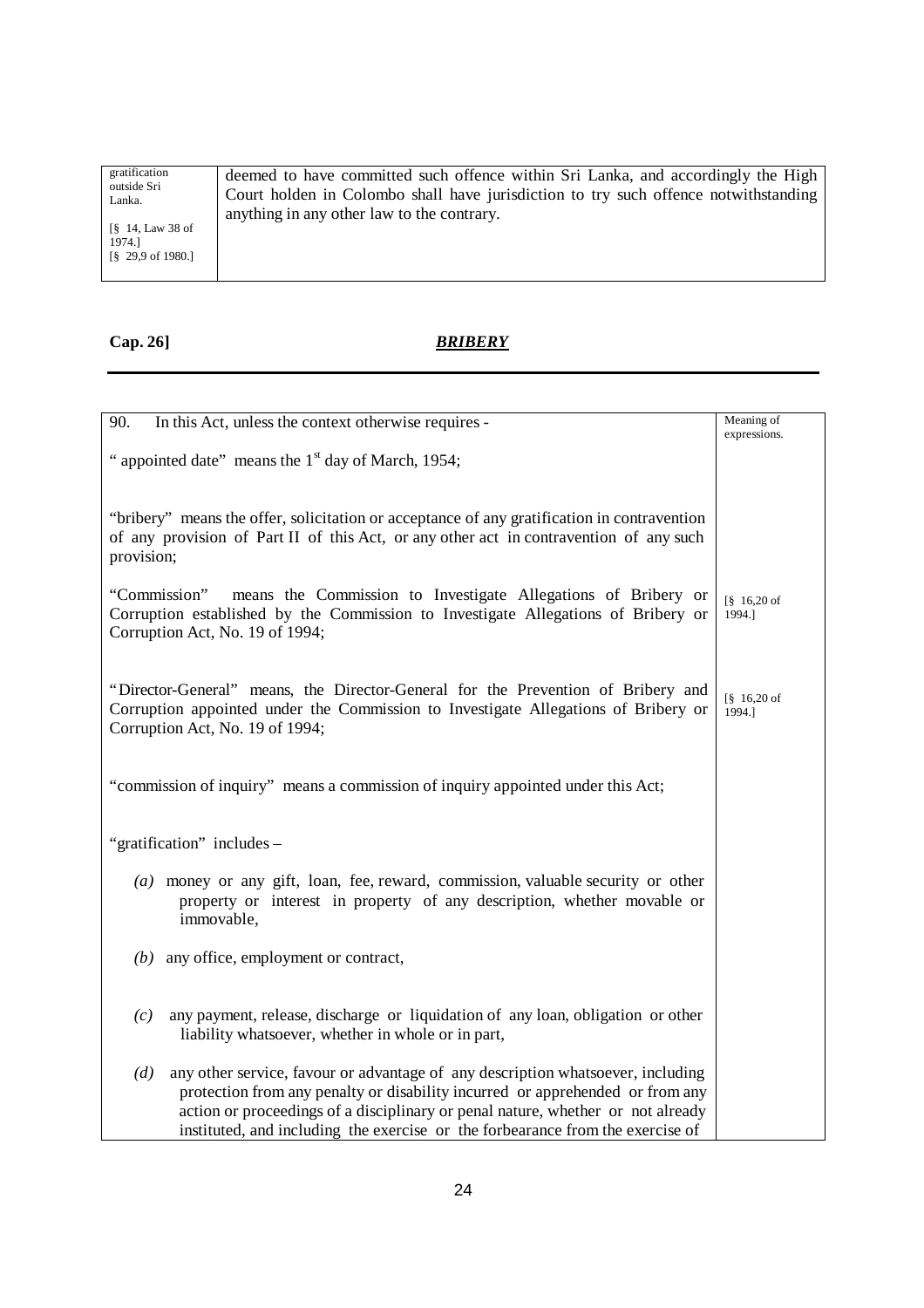| gratification outside Sri Lanka. [§ 14, Law 38 of 1974.] [§ 29,9 of 1980.] | deemed to have committed such offence within Sri Lanka, and accordingly the High Court holden in Colombo shall have jurisdiction to try such offence notwithstanding anything in any other law to the contrary. |
|---|---|

**Cap. 26]** ***BRIBERY***

---

90. In this Act, unless the context otherwise requires - *Meaning of expressions.*

" appointed date" means the 1st day of March, 1954;

"bribery" means the offer, solicitation or acceptance of any gratification in contravention of any provision of Part II of this Act, or any other act in contravention of any such provision;

"Commission" means the Commission to Investigate Allegations of Bribery or Corruption established by the Commission to Investigate Allegations of Bribery or Corruption Act, No. 19 of 1994; [§ 16,20 of 1994.]

"Director-General" means, the Director-General for the Prevention of Bribery and Corruption appointed under the Commission to Investigate Allegations of Bribery or Corruption Act, No. 19 of 1994; [§ 16,20 of 1994.]

"commission of inquiry" means a commission of inquiry appointed under this Act;

"gratification" includes –

*(a)* money or any gift, loan, fee, reward, commission, valuable security or other property or interest in property of any description, whether movable or immovable,

*(b)* any office, employment or contract,

*(c)* any payment, release, discharge or liquidation of any loan, obligation or other liability whatsoever, whether in whole or in part,

*(d)* any other service, favour or advantage of any description whatsoever, including protection from any penalty or disability incurred or apprehended or from any action or proceedings of a disciplinary or penal nature, whether or not already instituted, and including the exercise or the forbearance from the exercise of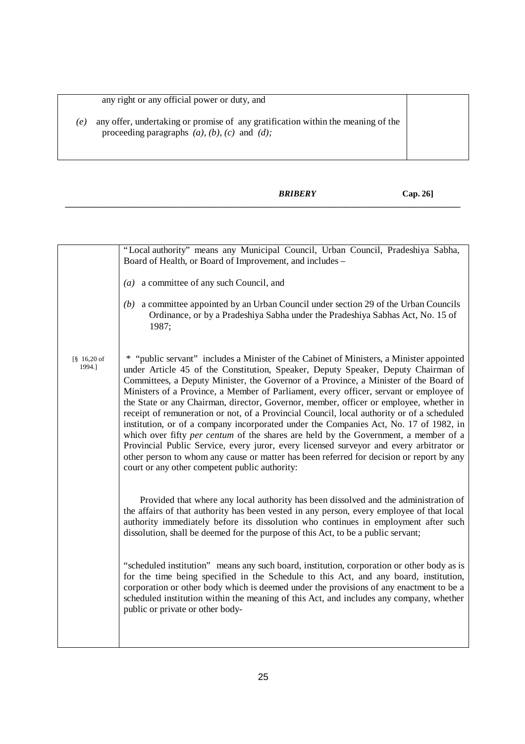any right or any official power or duty, and

*(e)* any offer, undertaking or promise of any gratification within the meaning of the proceeding paragraphs *(a)*, *(b)*, *(c)* and *(d)*;

"Local authority" means any Municipal Council, Urban Council, Pradeshiya Sabha, Board of Health, or Board of Improvement, and includes –

*(a)* a committee of any such Council, and

*(b)* a committee appointed by an Urban Council under section 29 of the Urban Councils Ordinance, or by a Pradeshiya Sabha under the Pradeshiya Sabhas Act, No. 15 of 1987;

[§ 16,20 of 1994.]

* "public servant" includes a Minister of the Cabinet of Ministers, a Minister appointed under Article 45 of the Constitution, Speaker, Deputy Speaker, Deputy Chairman of Committees, a Deputy Minister, the Governor of a Province, a Minister of the Board of Ministers of a Province, a Member of Parliament, every officer, servant or employee of the State or any Chairman, director, Governor, member, officer or employee, whether in receipt of remuneration or not, of a Provincial Council, local authority or of a scheduled institution, or of a company incorporated under the Companies Act, No. 17 of 1982, in which over fifty *per centum* of the shares are held by the Government, a member of a Provincial Public Service, every juror, every licensed surveyor and every arbitrator or other person to whom any cause or matter has been referred for decision or report by any court or any other competent public authority:

Provided that where any local authority has been dissolved and the administration of the affairs of that authority has been vested in any person, every employee of that local authority immediately before its dissolution who continues in employment after such dissolution, shall be deemed for the purpose of this Act, to be a public servant;

"scheduled institution" means any such board, institution, corporation or other body as is for the time being specified in the Schedule to this Act, and any board, institution, corporation or other body which is deemed under the provisions of any enactment to be a scheduled institution within the meaning of this Act, and includes any company, whether public or private or other body-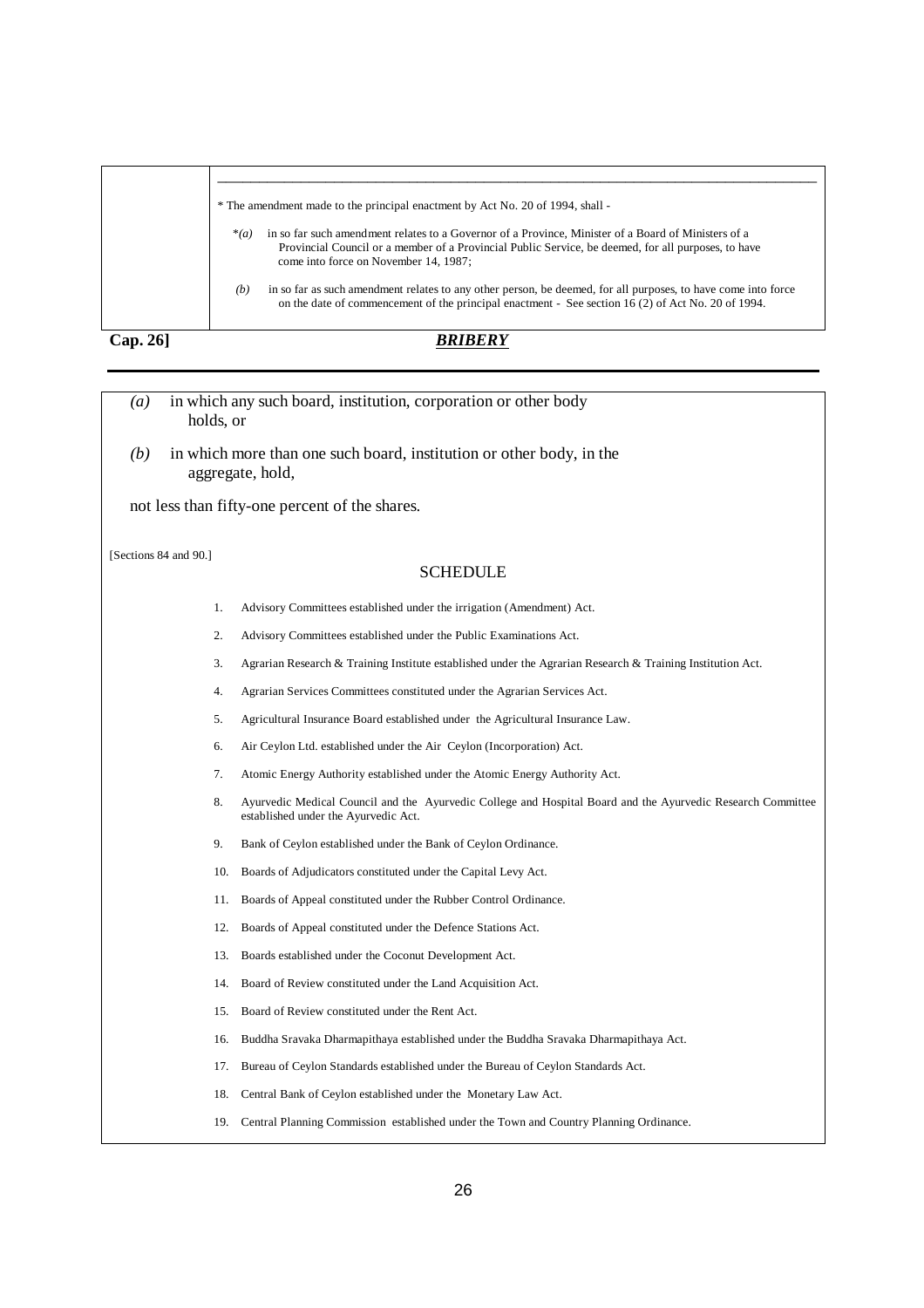* The amendment made to the principal enactment by Act No. 20 of 1994, shall -

*(a) in so far such amendment relates to a Governor of a Province, Minister of a Board of Ministers of a Provincial Council or a member of a Provincial Public Service, be deemed, for all purposes, to have come into force on November 14, 1987;

(b) in so far as such amendment relates to any other person, be deemed, for all purposes, to have come into force on the date of commencement of the principal enactment - See section 16 (2) of Act No. 20 of 1994.

(a) in which any such board, institution, corporation or other body holds, or

(b) in which more than one such board, institution or other body, in the aggregate, hold,

not less than fifty-one percent of the shares.

[Sections 84 and 90.]

## SCHEDULE

1. Advisory Committees established under the irrigation (Amendment) Act.
2. Advisory Committees established under the Public Examinations Act.
3. Agrarian Research & Training Institute established under the Agrarian Research & Training Institution Act.
4. Agrarian Services Committees constituted under the Agrarian Services Act.
5. Agricultural Insurance Board established under the Agricultural Insurance Law.
6. Air Ceylon Ltd. established under the Air Ceylon (Incorporation) Act.
7. Atomic Energy Authority established under the Atomic Energy Authority Act.
8. Ayurvedic Medical Council and the Ayurvedic College and Hospital Board and the Ayurvedic Research Committee established under the Ayurvedic Act.
9. Bank of Ceylon established under the Bank of Ceylon Ordinance.
10. Boards of Adjudicators constituted under the Capital Levy Act.
11. Boards of Appeal constituted under the Rubber Control Ordinance.
12. Boards of Appeal constituted under the Defence Stations Act.
13. Boards established under the Coconut Development Act.
14. Board of Review constituted under the Land Acquisition Act.
15. Board of Review constituted under the Rent Act.
16. Buddha Sravaka Dharmapithaya established under the Buddha Sravaka Dharmapithaya Act.
17. Bureau of Ceylon Standards established under the Bureau of Ceylon Standards Act.
18. Central Bank of Ceylon established under the Monetary Law Act.
19. Central Planning Commission established under the Town and Country Planning Ordinance.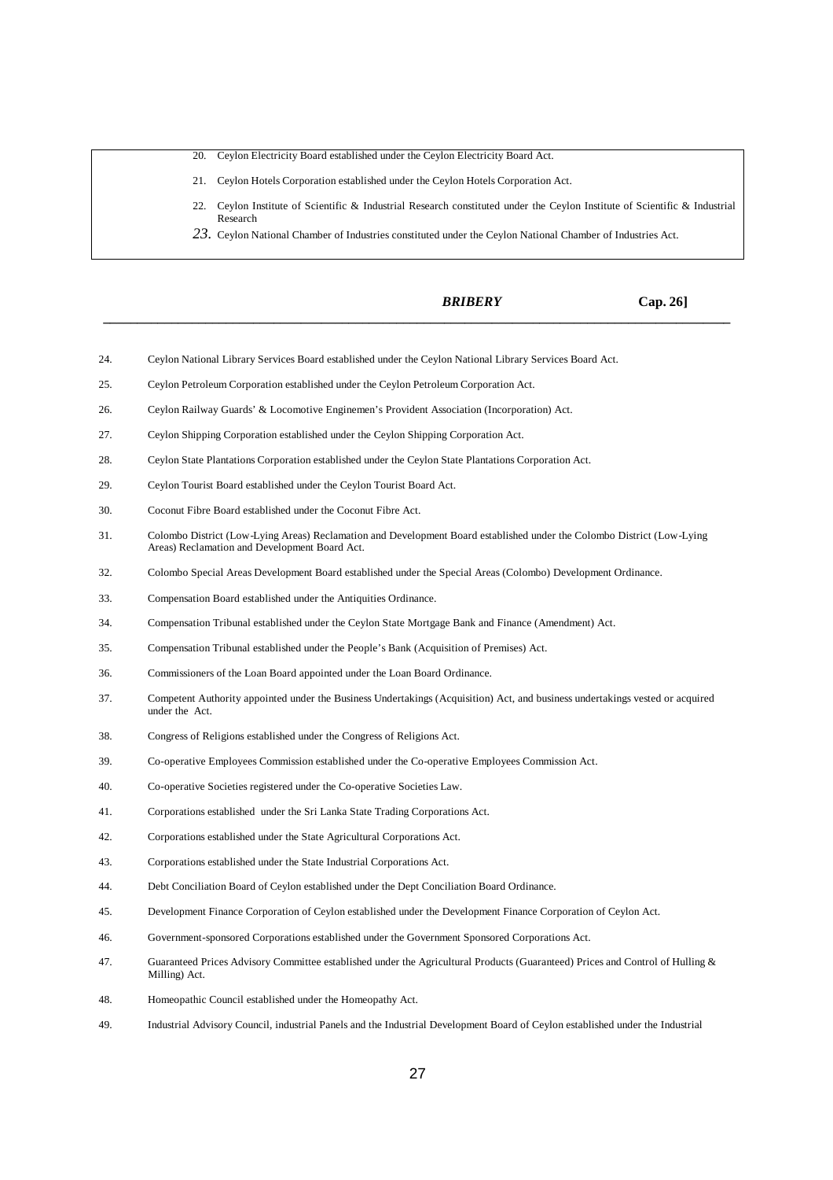20. Ceylon Electricity Board established under the Ceylon Electricity Board Act.

21. Ceylon Hotels Corporation established under the Ceylon Hotels Corporation Act.

22. Ceylon Institute of Scientific & Industrial Research constituted under the Ceylon Institute of Scientific & Industrial Research

23. Ceylon National Chamber of Industries constituted under the Ceylon National Chamber of Industries Act.

24. Ceylon National Library Services Board established under the Ceylon National Library Services Board Act.

25. Ceylon Petroleum Corporation established under the Ceylon Petroleum Corporation Act.

26. Ceylon Railway Guards' & Locomotive Enginemen's Provident Association (Incorporation) Act.

27. Ceylon Shipping Corporation established under the Ceylon Shipping Corporation Act.

28. Ceylon State Plantations Corporation established under the Ceylon State Plantations Corporation Act.

29. Ceylon Tourist Board established under the Ceylon Tourist Board Act.

30. Coconut Fibre Board established under the Coconut Fibre Act.

31. Colombo District (Low-Lying Areas) Reclamation and Development Board established under the Colombo District (Low-Lying Areas) Reclamation and Development Board Act.

32. Colombo Special Areas Development Board established under the Special Areas (Colombo) Development Ordinance.

33. Compensation Board established under the Antiquities Ordinance.

34. Compensation Tribunal established under the Ceylon State Mortgage Bank and Finance (Amendment) Act.

35. Compensation Tribunal established under the People's Bank (Acquisition of Premises) Act.

36. Commissioners of the Loan Board appointed under the Loan Board Ordinance.

37. Competent Authority appointed under the Business Undertakings (Acquisition) Act, and business undertakings vested or acquired under the Act.

38. Congress of Religions established under the Congress of Religions Act.

39. Co-operative Employees Commission established under the Co-operative Employees Commission Act.

40. Co-operative Societies registered under the Co-operative Societies Law.

41. Corporations established under the Sri Lanka State Trading Corporations Act.

42. Corporations established under the State Agricultural Corporations Act.

43. Corporations established under the State Industrial Corporations Act.

44. Debt Conciliation Board of Ceylon established under the Dept Conciliation Board Ordinance.

45. Development Finance Corporation of Ceylon established under the Development Finance Corporation of Ceylon Act.

46. Government-sponsored Corporations established under the Government Sponsored Corporations Act.

47. Guaranteed Prices Advisory Committee established under the Agricultural Products (Guaranteed) Prices and Control of Hulling & Milling) Act.

48. Homeopathic Council established under the Homeopathy Act.

49. Industrial Advisory Council, industrial Panels and the Industrial Development Board of Ceylon established under the Industrial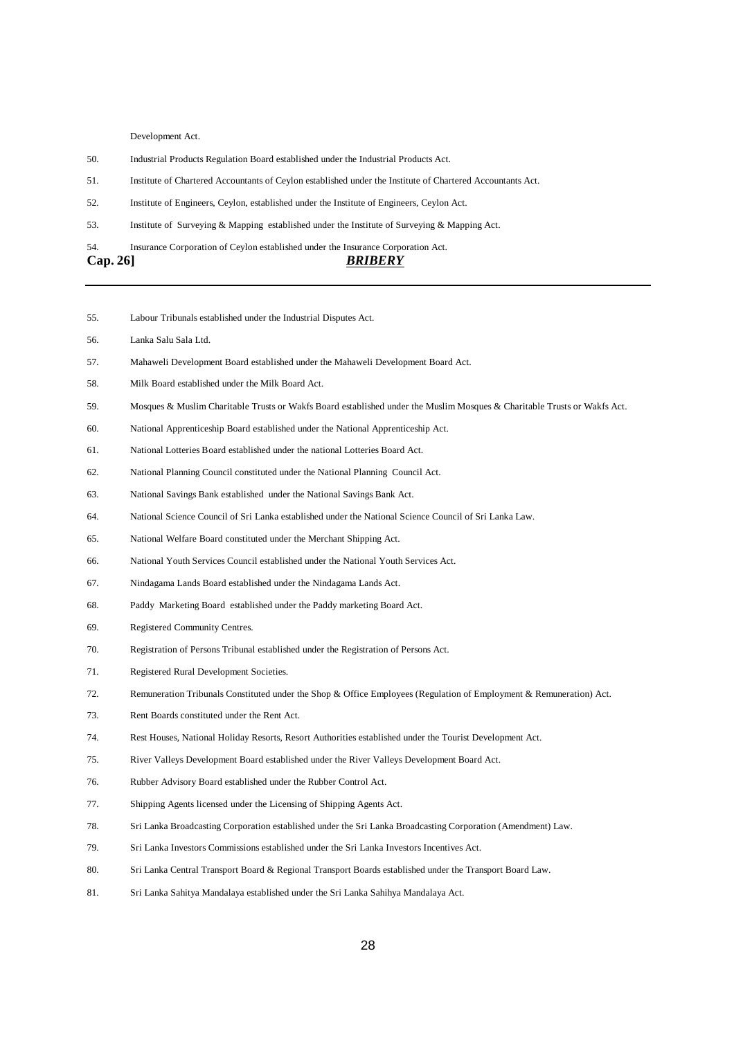Development Act.

50. Industrial Products Regulation Board established under the Industrial Products Act.

51. Institute of Chartered Accountants of Ceylon established under the Institute of Chartered Accountants Act.

52. Institute of Engineers, Ceylon, established under the Institute of Engineers, Ceylon Act.

53. Institute of Surveying & Mapping established under the Institute of Surveying & Mapping Act.

54. Insurance Corporation of Ceylon established under the Insurance Corporation Act.

55. Labour Tribunals established under the Industrial Disputes Act.

56. Lanka Salu Sala Ltd.

57. Mahaweli Development Board established under the Mahaweli Development Board Act.

58. Milk Board established under the Milk Board Act.

59. Mosques & Muslim Charitable Trusts or Wakfs Board established under the Muslim Mosques & Charitable Trusts or Wakfs Act.

60. National Apprenticeship Board established under the National Apprenticeship Act.

61. National Lotteries Board established under the national Lotteries Board Act.

62. National Planning Council constituted under the National Planning Council Act.

63. National Savings Bank established under the National Savings Bank Act.

64. National Science Council of Sri Lanka established under the National Science Council of Sri Lanka Law.

65. National Welfare Board constituted under the Merchant Shipping Act.

66. National Youth Services Council established under the National Youth Services Act.

67. Nindagama Lands Board established under the Nindagama Lands Act.

68. Paddy Marketing Board established under the Paddy marketing Board Act.

69. Registered Community Centres.

70. Registration of Persons Tribunal established under the Registration of Persons Act.

71. Registered Rural Development Societies.

72. Remuneration Tribunals Constituted under the Shop & Office Employees (Regulation of Employment & Remuneration) Act.

73. Rent Boards constituted under the Rent Act.

74. Rest Houses, National Holiday Resorts, Resort Authorities established under the Tourist Development Act.

75. River Valleys Development Board established under the River Valleys Development Board Act.

76. Rubber Advisory Board established under the Rubber Control Act.

77. Shipping Agents licensed under the Licensing of Shipping Agents Act.

78. Sri Lanka Broadcasting Corporation established under the Sri Lanka Broadcasting Corporation (Amendment) Law.

79. Sri Lanka Investors Commissions established under the Sri Lanka Investors Incentives Act.

80. Sri Lanka Central Transport Board & Regional Transport Boards established under the Transport Board Law.

81. Sri Lanka Sahitya Mandalaya established under the Sri Lanka Sahihya Mandalaya Act.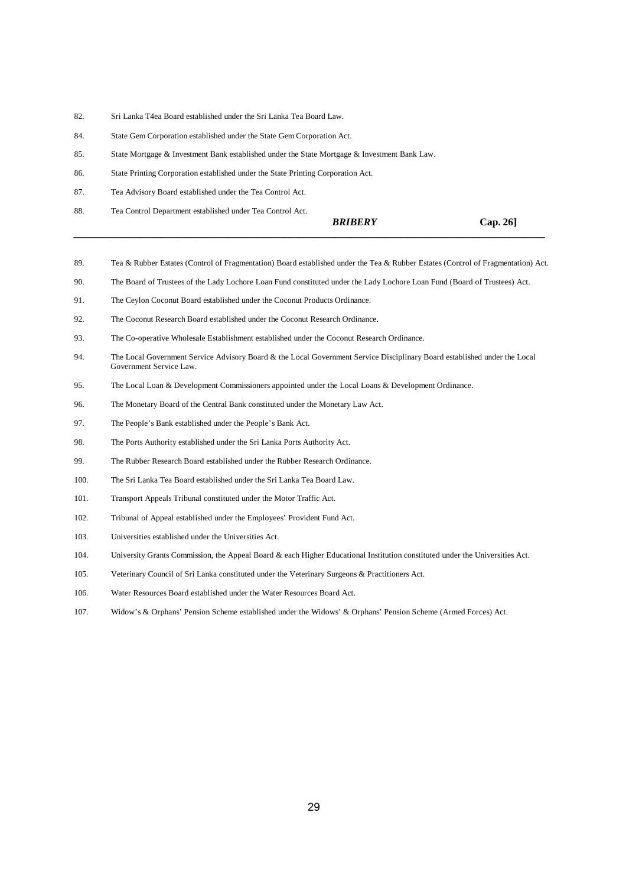82. Sri Lanka T4ea Board established under the Sri Lanka Tea Board Law.

84. State Gem Corporation established under the State Gem Corporation Act.

85. State Mortgage & Investment Bank established under the State Mortgage & Investment Bank Law.

86. State Printing Corporation established under the State Printing Corporation Act.

87. Tea Advisory Board established under the Tea Control Act.

88. Tea Control Department established under Tea Control Act.

89. Tea & Rubber Estates (Control of Fragmentation) Board established under the Tea & Rubber Estates (Control of Fragmentation) Act.

90. The Board of Trustees of the Lady Lochore Loan Fund constituted under the Lady Lochore Loan Fund (Board of Trustees) Act.

91. The Ceylon Coconut Board established under the Coconut Products Ordinance.

92. The Coconut Research Board established under the Coconut Research Ordinance.

93. The Co-operative Wholesale Establishment established under the Coconut Research Ordinance.

94. The Local Government Service Advisory Board & the Local Government Service Disciplinary Board established under the Local Government Service Law.

95. The Local Loan & Development Commissioners appointed under the Local Loans & Development Ordinance.

96. The Monetary Board of the Central Bank constituted under the Monetary Law Act.

97. The People's Bank established under the People's Bank Act.

98. The Ports Authority established under the Sri Lanka Ports Authority Act.

99. The Rubber Research Board established under the Rubber Research Ordinance.

100. The Sri Lanka Tea Board established under the Sri Lanka Tea Board Law.

101. Transport Appeals Tribunal constituted under the Motor Traffic Act.

102. Tribunal of Appeal established under the Employees' Provident Fund Act.

103. Universities established under the Universities Act.

104. University Grants Commission, the Appeal Board & each Higher Educational Institution constituted under the Universities Act.

105. Veterinary Council of Sri Lanka constituted under the Veterinary Surgeons & Practitioners Act.

106. Water Resources Board established under the Water Resources Board Act.

107. Widow's & Orphans' Pension Scheme established under the Widows' & Orphans' Pension Scheme (Armed Forces) Act.